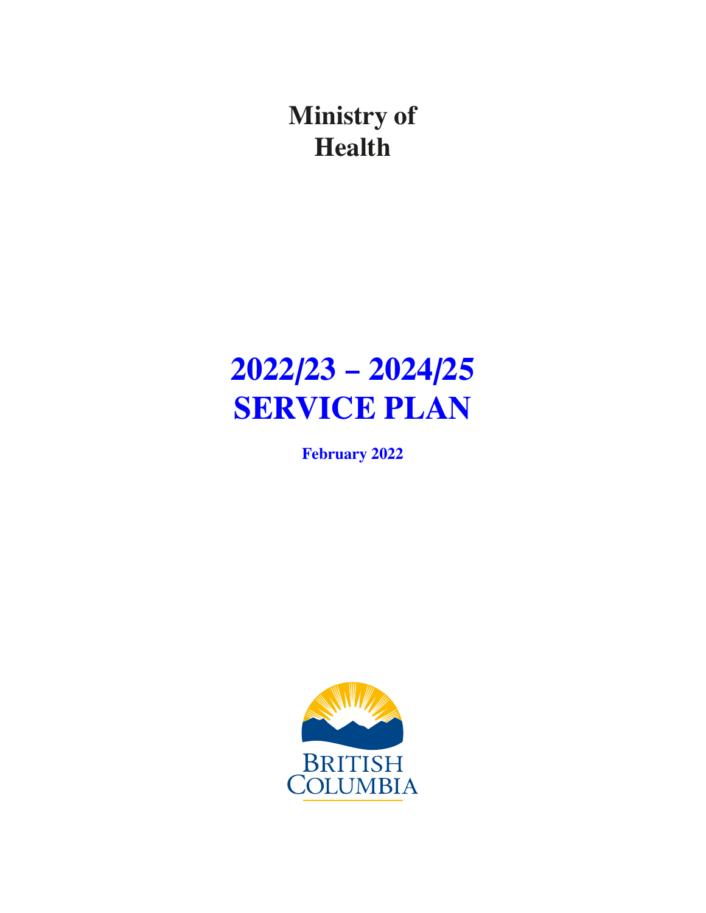# Ministry of Health

# 2022/23 – 2024/25 SERVICE PLAN

**February 2022**

BRITISH COLUMBIA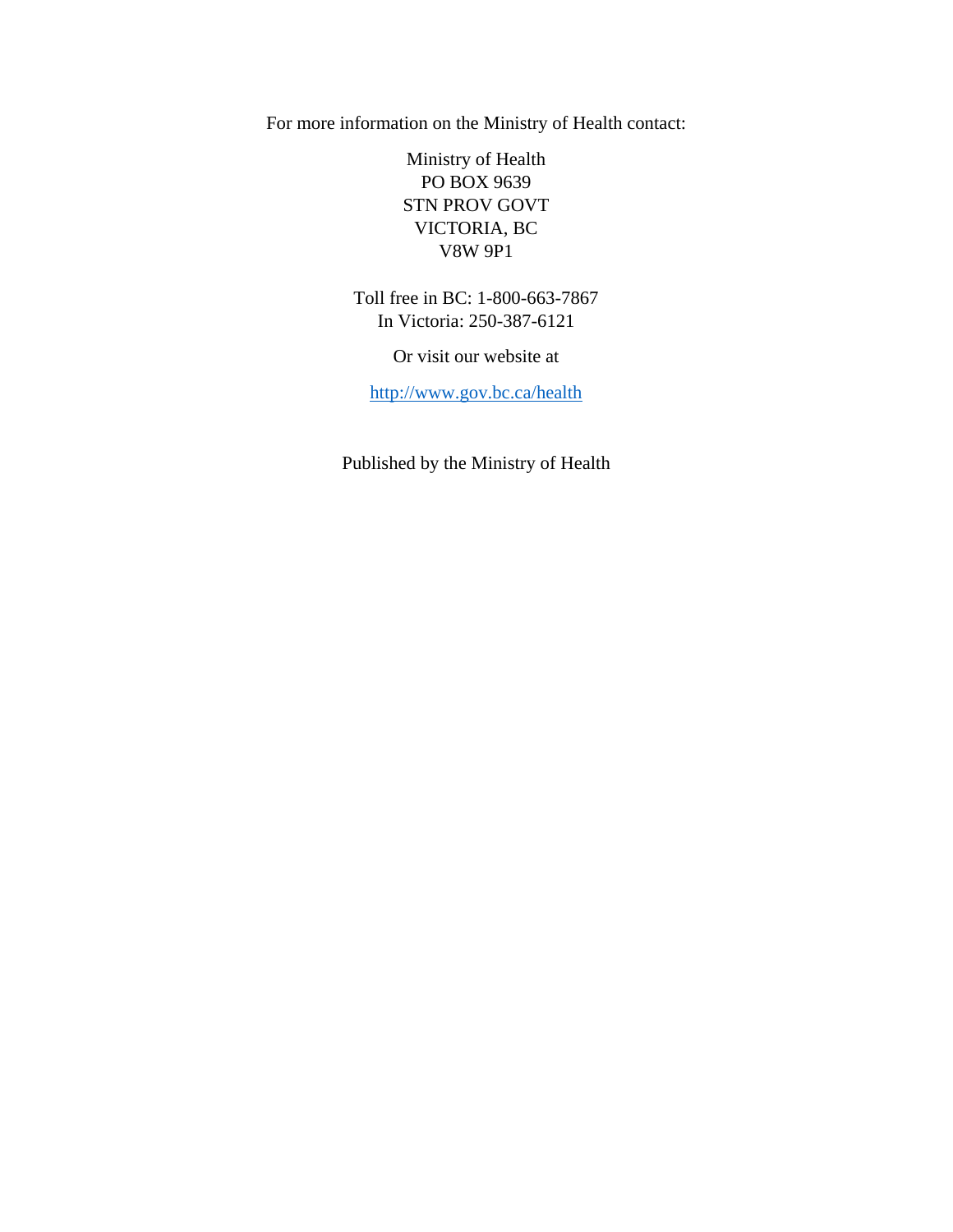For more information on the Ministry of Health contact:

Ministry of Health
PO BOX 9639
STN PROV GOVT
VICTORIA, BC
V8W 9P1

Toll free in BC: 1-800-663-7867
In Victoria: 250-387-6121

Or visit our website at

http://www.gov.bc.ca/health

Published by the Ministry of Health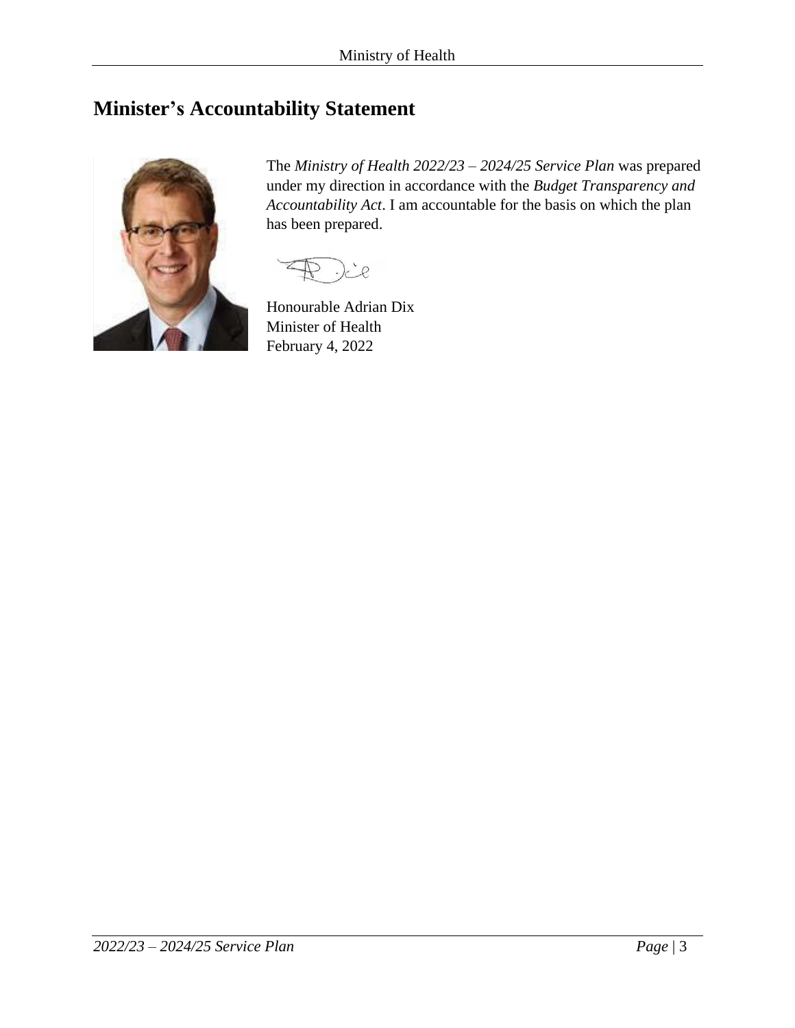# Minister's Accountability Statement

The *Ministry of Health 2022/23 – 2024/25 Service Plan* was prepared under my direction in accordance with the *Budget Transparency and Accountability Act*. I am accountable for the basis on which the plan has been prepared.

Honourable Adrian Dix
Minister of Health
February 4, 2022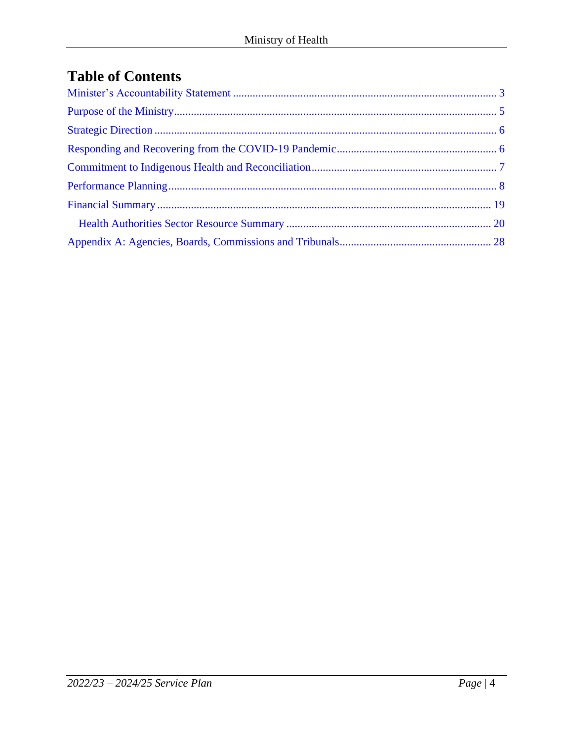# Table of Contents

Minister's Accountability Statement ............................................................................................ 3

Purpose of the Ministry.................................................................................................................. 5

Strategic Direction ........................................................................................................................ 6

Responding and Recovering from the COVID-19 Pandemic......................................................... 6

Commitment to Indigenous Health and Reconciliation.................................................................. 7

Performance Planning................................................................................................................... 8

Financial Summary ...................................................................................................................... 19

 Health Authorities Sector Resource Summary ........................................................................ 20

Appendix A: Agencies, Boards, Commissions and Tribunals..................................................... 28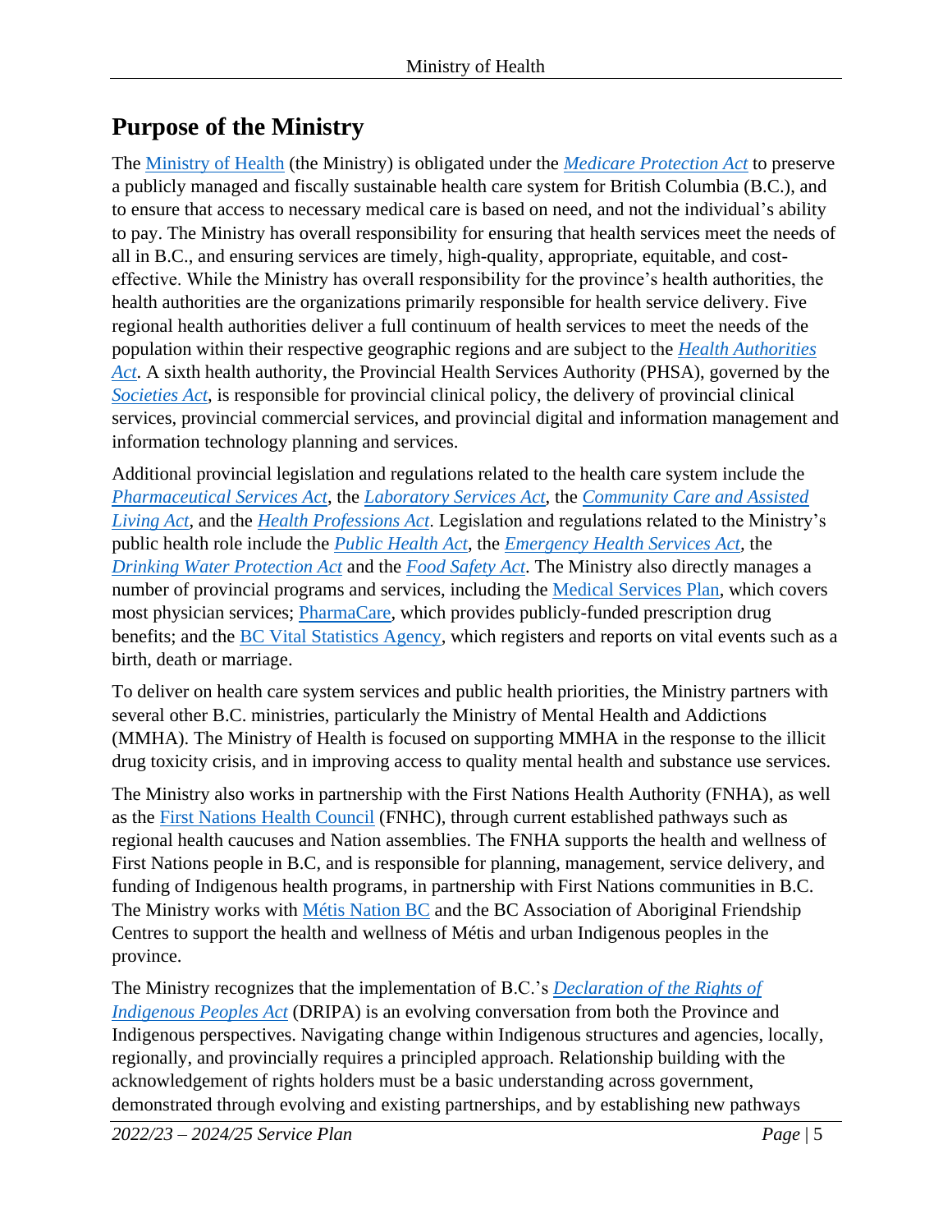# Purpose of the Ministry

The Ministry of Health (the Ministry) is obligated under the *Medicare Protection Act* to preserve a publicly managed and fiscally sustainable health care system for British Columbia (B.C.), and to ensure that access to necessary medical care is based on need, and not the individual's ability to pay. The Ministry has overall responsibility for ensuring that health services meet the needs of all in B.C., and ensuring services are timely, high-quality, appropriate, equitable, and cost-effective. While the Ministry has overall responsibility for the province's health authorities, the health authorities are the organizations primarily responsible for health service delivery. Five regional health authorities deliver a full continuum of health services to meet the needs of the population within their respective geographic regions and are subject to the *Health Authorities Act*. A sixth health authority, the Provincial Health Services Authority (PHSA), governed by the *Societies Act*, is responsible for provincial clinical policy, the delivery of provincial clinical services, provincial commercial services, and provincial digital and information management and information technology planning and services.

Additional provincial legislation and regulations related to the health care system include the *Pharmaceutical Services Act*, the *Laboratory Services Act*, the *Community Care and Assisted Living Act*, and the *Health Professions Act*. Legislation and regulations related to the Ministry's public health role include the *Public Health Act*, the *Emergency Health Services Act*, the *Drinking Water Protection Act* and the *Food Safety Act*. The Ministry also directly manages a number of provincial programs and services, including the Medical Services Plan, which covers most physician services; PharmaCare, which provides publicly-funded prescription drug benefits; and the BC Vital Statistics Agency, which registers and reports on vital events such as a birth, death or marriage.

To deliver on health care system services and public health priorities, the Ministry partners with several other B.C. ministries, particularly the Ministry of Mental Health and Addictions (MMHA). The Ministry of Health is focused on supporting MMHA in the response to the illicit drug toxicity crisis, and in improving access to quality mental health and substance use services.

The Ministry also works in partnership with the First Nations Health Authority (FNHA), as well as the First Nations Health Council (FNHC), through current established pathways such as regional health caucuses and Nation assemblies. The FNHA supports the health and wellness of First Nations people in B.C, and is responsible for planning, management, service delivery, and funding of Indigenous health programs, in partnership with First Nations communities in B.C. The Ministry works with Métis Nation BC and the BC Association of Aboriginal Friendship Centres to support the health and wellness of Métis and urban Indigenous peoples in the province.

The Ministry recognizes that the implementation of B.C.'s *Declaration of the Rights of Indigenous Peoples Act* (DRIPA) is an evolving conversation from both the Province and Indigenous perspectives. Navigating change within Indigenous structures and agencies, locally, regionally, and provincially requires a principled approach. Relationship building with the acknowledgement of rights holders must be a basic understanding across government, demonstrated through evolving and existing partnerships, and by establishing new pathways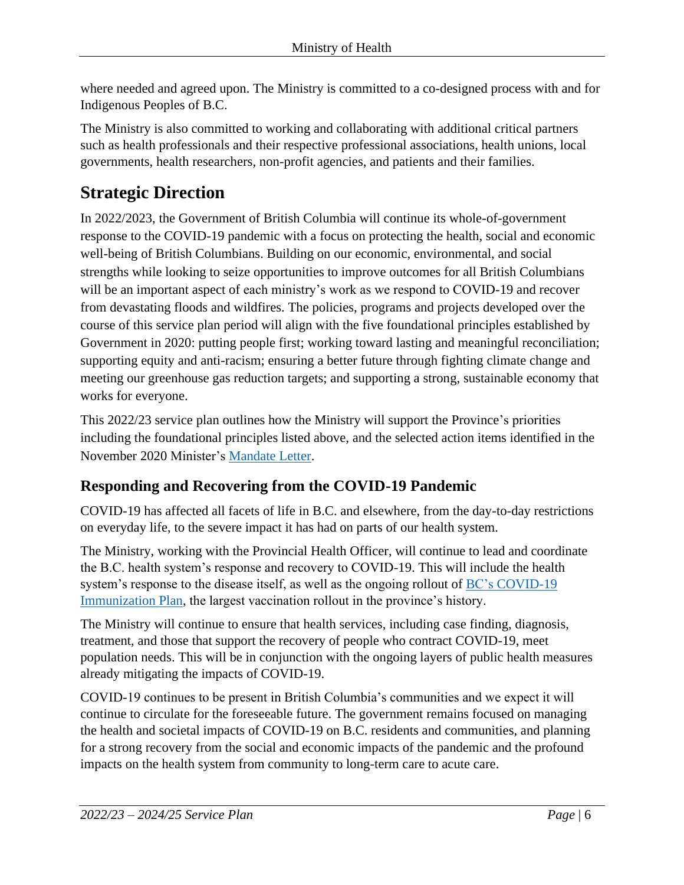where needed and agreed upon. The Ministry is committed to a co-designed process with and for Indigenous Peoples of B.C.

The Ministry is also committed to working and collaborating with additional critical partners such as health professionals and their respective professional associations, health unions, local governments, health researchers, non-profit agencies, and patients and their families.

# Strategic Direction

In 2022/2023, the Government of British Columbia will continue its whole-of-government response to the COVID-19 pandemic with a focus on protecting the health, social and economic well-being of British Columbians. Building on our economic, environmental, and social strengths while looking to seize opportunities to improve outcomes for all British Columbians will be an important aspect of each ministry's work as we respond to COVID-19 and recover from devastating floods and wildfires. The policies, programs and projects developed over the course of this service plan period will align with the five foundational principles established by Government in 2020: putting people first; working toward lasting and meaningful reconciliation; supporting equity and anti-racism; ensuring a better future through fighting climate change and meeting our greenhouse gas reduction targets; and supporting a strong, sustainable economy that works for everyone.

This 2022/23 service plan outlines how the Ministry will support the Province's priorities including the foundational principles listed above, and the selected action items identified in the November 2020 Minister's [Mandate Letter](#).

## Responding and Recovering from the COVID-19 Pandemic

COVID-19 has affected all facets of life in B.C. and elsewhere, from the day-to-day restrictions on everyday life, to the severe impact it has had on parts of our health system.

The Ministry, working with the Provincial Health Officer, will continue to lead and coordinate the B.C. health system's response and recovery to COVID-19. This will include the health system's response to the disease itself, as well as the ongoing rollout of [BC's COVID-19 Immunization Plan](#), the largest vaccination rollout in the province's history.

The Ministry will continue to ensure that health services, including case finding, diagnosis, treatment, and those that support the recovery of people who contract COVID-19, meet population needs. This will be in conjunction with the ongoing layers of public health measures already mitigating the impacts of COVID-19.

COVID-19 continues to be present in British Columbia's communities and we expect it will continue to circulate for the foreseeable future. The government remains focused on managing the health and societal impacts of COVID-19 on B.C. residents and communities, and planning for a strong recovery from the social and economic impacts of the pandemic and the profound impacts on the health system from community to long-term care to acute care.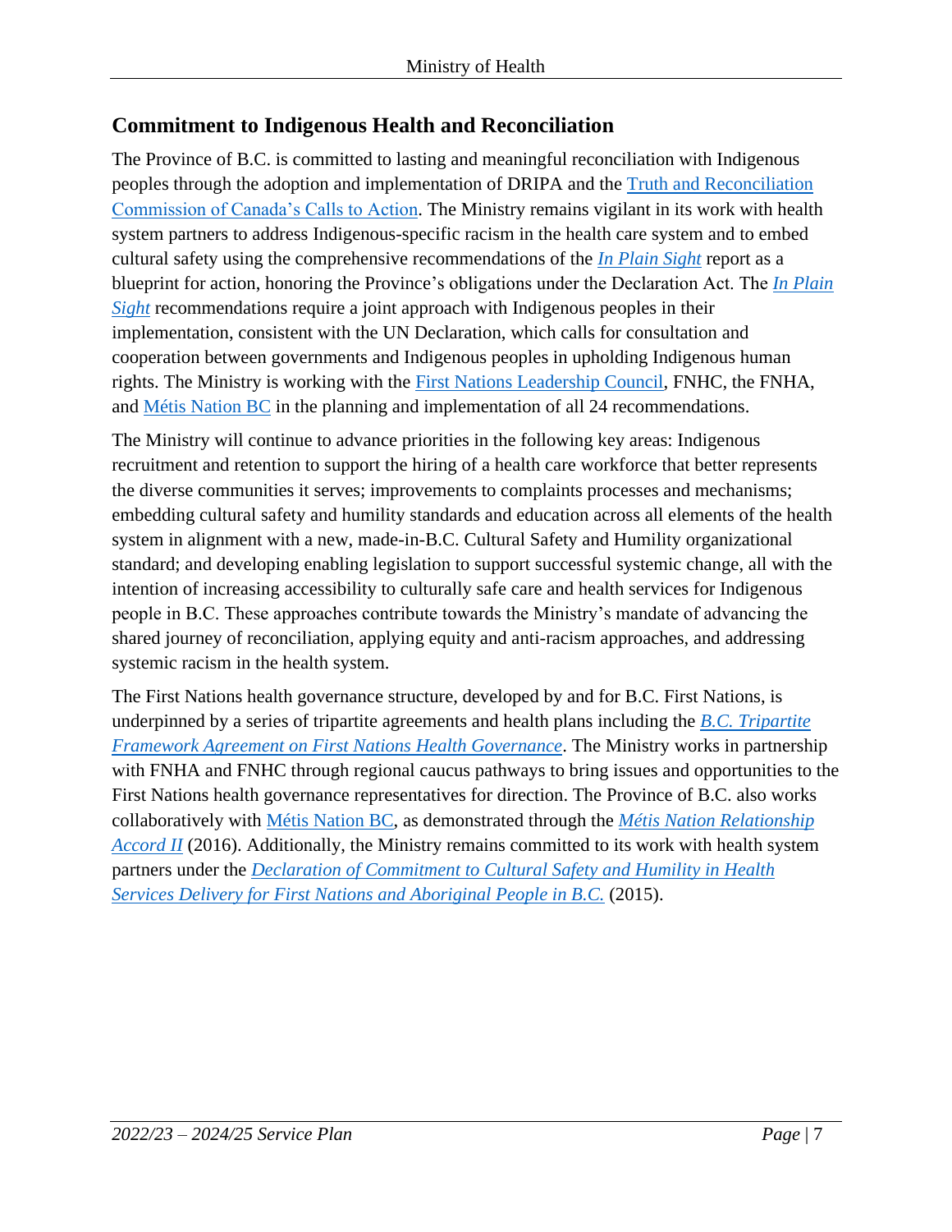## Commitment to Indigenous Health and Reconciliation

The Province of B.C. is committed to lasting and meaningful reconciliation with Indigenous peoples through the adoption and implementation of DRIPA and the Truth and Reconciliation Commission of Canada's Calls to Action. The Ministry remains vigilant in its work with health system partners to address Indigenous-specific racism in the health care system and to embed cultural safety using the comprehensive recommendations of the *In Plain Sight* report as a blueprint for action, honoring the Province's obligations under the Declaration Act. The *In Plain Sight* recommendations require a joint approach with Indigenous peoples in their implementation, consistent with the UN Declaration, which calls for consultation and cooperation between governments and Indigenous peoples in upholding Indigenous human rights. The Ministry is working with the First Nations Leadership Council, FNHC, the FNHA, and Métis Nation BC in the planning and implementation of all 24 recommendations.

The Ministry will continue to advance priorities in the following key areas: Indigenous recruitment and retention to support the hiring of a health care workforce that better represents the diverse communities it serves; improvements to complaints processes and mechanisms; embedding cultural safety and humility standards and education across all elements of the health system in alignment with a new, made-in-B.C. Cultural Safety and Humility organizational standard; and developing enabling legislation to support successful systemic change, all with the intention of increasing accessibility to culturally safe care and health services for Indigenous people in B.C. These approaches contribute towards the Ministry's mandate of advancing the shared journey of reconciliation, applying equity and anti-racism approaches, and addressing systemic racism in the health system.

The First Nations health governance structure, developed by and for B.C. First Nations, is underpinned by a series of tripartite agreements and health plans including the *B.C. Tripartite Framework Agreement on First Nations Health Governance*. The Ministry works in partnership with FNHA and FNHC through regional caucus pathways to bring issues and opportunities to the First Nations health governance representatives for direction. The Province of B.C. also works collaboratively with Métis Nation BC, as demonstrated through the *Métis Nation Relationship Accord II* (2016). Additionally, the Ministry remains committed to its work with health system partners under the *Declaration of Commitment to Cultural Safety and Humility in Health Services Delivery for First Nations and Aboriginal People in B.C.* (2015).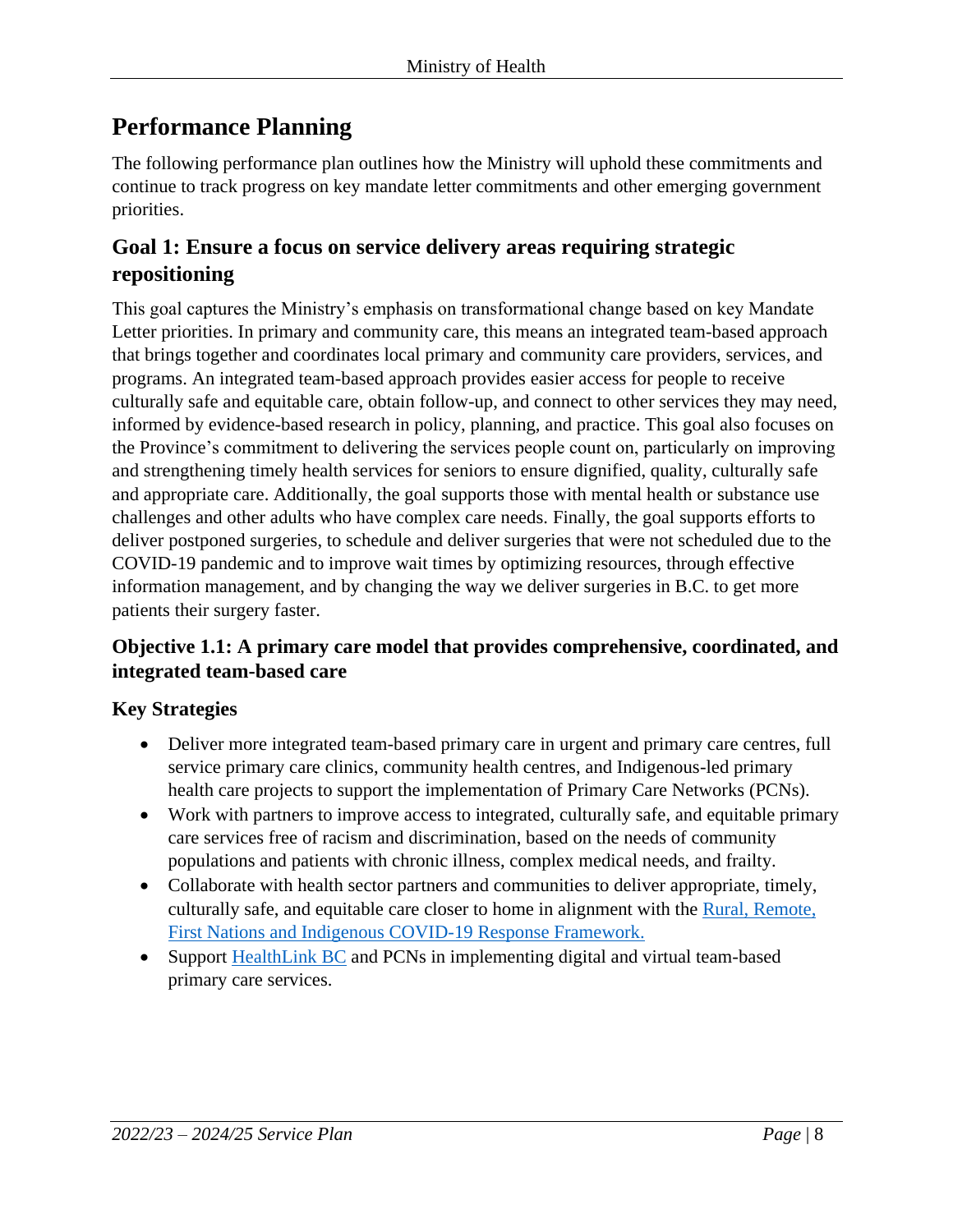# Performance Planning

The following performance plan outlines how the Ministry will uphold these commitments and continue to track progress on key mandate letter commitments and other emerging government priorities.

## Goal 1: Ensure a focus on service delivery areas requiring strategic repositioning

This goal captures the Ministry's emphasis on transformational change based on key Mandate Letter priorities. In primary and community care, this means an integrated team-based approach that brings together and coordinates local primary and community care providers, services, and programs. An integrated team-based approach provides easier access for people to receive culturally safe and equitable care, obtain follow-up, and connect to other services they may need, informed by evidence-based research in policy, planning, and practice. This goal also focuses on the Province's commitment to delivering the services people count on, particularly on improving and strengthening timely health services for seniors to ensure dignified, quality, culturally safe and appropriate care. Additionally, the goal supports those with mental health or substance use challenges and other adults who have complex care needs. Finally, the goal supports efforts to deliver postponed surgeries, to schedule and deliver surgeries that were not scheduled due to the COVID-19 pandemic and to improve wait times by optimizing resources, through effective information management, and by changing the way we deliver surgeries in B.C. to get more patients their surgery faster.

### Objective 1.1: A primary care model that provides comprehensive, coordinated, and integrated team-based care

### Key Strategies

- Deliver more integrated team-based primary care in urgent and primary care centres, full service primary care clinics, community health centres, and Indigenous-led primary health care projects to support the implementation of Primary Care Networks (PCNs).
- Work with partners to improve access to integrated, culturally safe, and equitable primary care services free of racism and discrimination, based on the needs of community populations and patients with chronic illness, complex medical needs, and frailty.
- Collaborate with health sector partners and communities to deliver appropriate, timely, culturally safe, and equitable care closer to home in alignment with the Rural, Remote, First Nations and Indigenous COVID-19 Response Framework.
- Support HealthLink BC and PCNs in implementing digital and virtual team-based primary care services.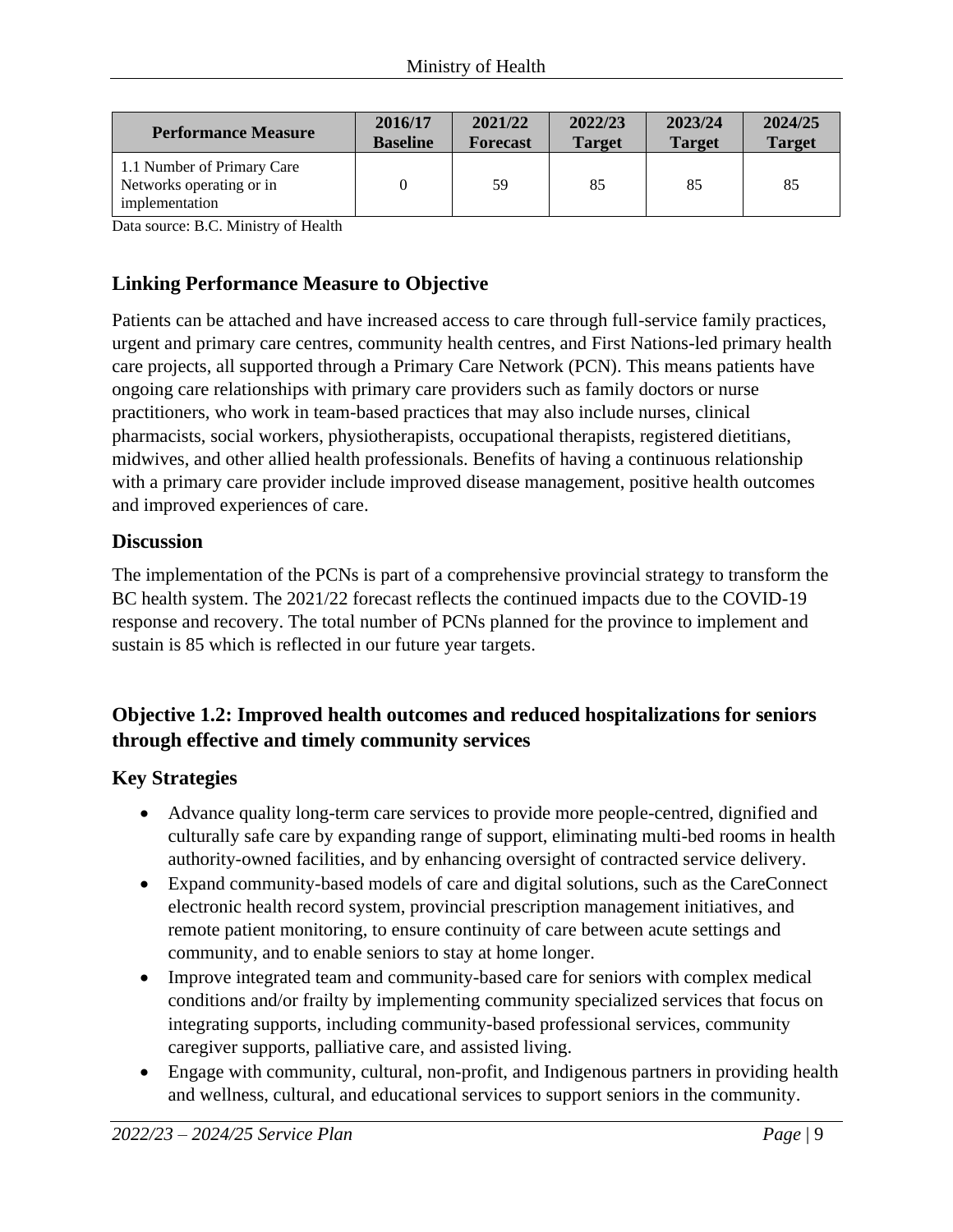| Performance Measure | 2016/17 Baseline | 2021/22 Forecast | 2022/23 Target | 2023/24 Target | 2024/25 Target |
|---|---|---|---|---|---|
| 1.1 Number of Primary Care Networks operating or in implementation | 0 | 59 | 85 | 85 | 85 |

Data source: B.C. Ministry of Health

### Linking Performance Measure to Objective

Patients can be attached and have increased access to care through full-service family practices, urgent and primary care centres, community health centres, and First Nations-led primary health care projects, all supported through a Primary Care Network (PCN). This means patients have ongoing care relationships with primary care providers such as family doctors or nurse practitioners, who work in team-based practices that may also include nurses, clinical pharmacists, social workers, physiotherapists, occupational therapists, registered dietitians, midwives, and other allied health professionals. Benefits of having a continuous relationship with a primary care provider include improved disease management, positive health outcomes and improved experiences of care.

### Discussion

The implementation of the PCNs is part of a comprehensive provincial strategy to transform the BC health system. The 2021/22 forecast reflects the continued impacts due to the COVID-19 response and recovery. The total number of PCNs planned for the province to implement and sustain is 85 which is reflected in our future year targets.

## Objective 1.2: Improved health outcomes and reduced hospitalizations for seniors through effective and timely community services

### Key Strategies

- Advance quality long-term care services to provide more people-centred, dignified and culturally safe care by expanding range of support, eliminating multi-bed rooms in health authority-owned facilities, and by enhancing oversight of contracted service delivery.
- Expand community-based models of care and digital solutions, such as the CareConnect electronic health record system, provincial prescription management initiatives, and remote patient monitoring, to ensure continuity of care between acute settings and community, and to enable seniors to stay at home longer.
- Improve integrated team and community-based care for seniors with complex medical conditions and/or frailty by implementing community specialized services that focus on integrating supports, including community-based professional services, community caregiver supports, palliative care, and assisted living.
- Engage with community, cultural, non-profit, and Indigenous partners in providing health and wellness, cultural, and educational services to support seniors in the community.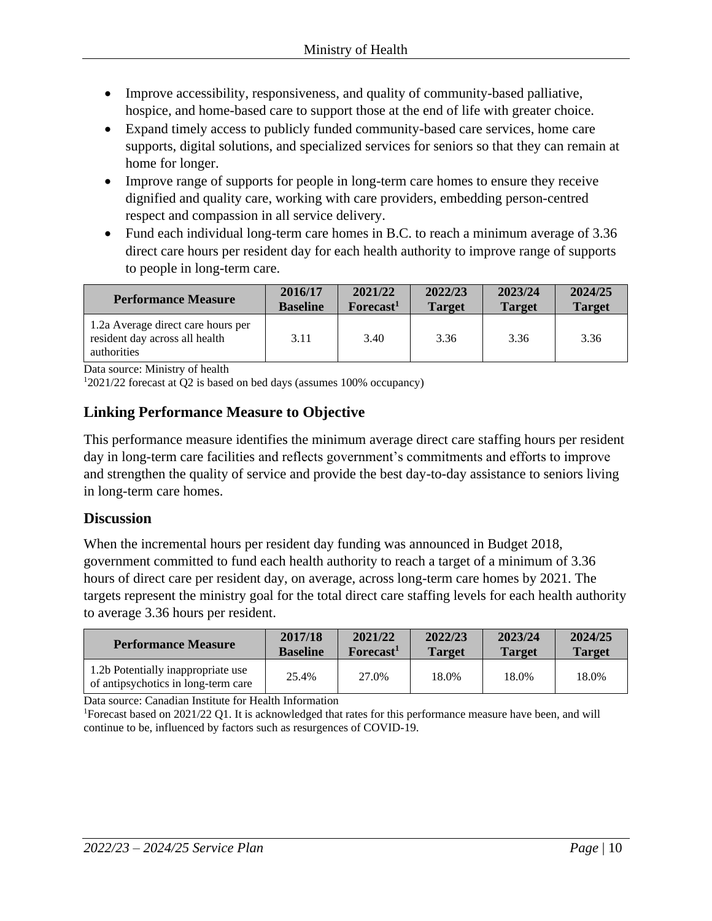- Improve accessibility, responsiveness, and quality of community-based palliative, hospice, and home-based care to support those at the end of life with greater choice.
- Expand timely access to publicly funded community-based care services, home care supports, digital solutions, and specialized services for seniors so that they can remain at home for longer.
- Improve range of supports for people in long-term care homes to ensure they receive dignified and quality care, working with care providers, embedding person-centred respect and compassion in all service delivery.
- Fund each individual long-term care homes in B.C. to reach a minimum average of 3.36 direct care hours per resident day for each health authority to improve range of supports to people in long-term care.

| Performance Measure | 2016/17 Baseline | 2021/22 Forecast[1] | 2022/23 Target | 2023/24 Target | 2024/25 Target |
|---|---|---|---|---|---|
| 1.2a Average direct care hours per resident day across all health authorities | 3.11 | 3.40 | 3.36 | 3.36 | 3.36 |

Data source: Ministry of health

[1]2021/22 forecast at Q2 is based on bed days (assumes 100% occupancy)

## Linking Performance Measure to Objective

This performance measure identifies the minimum average direct care staffing hours per resident day in long-term care facilities and reflects government's commitments and efforts to improve and strengthen the quality of service and provide the best day-to-day assistance to seniors living in long-term care homes.

## Discussion

When the incremental hours per resident day funding was announced in Budget 2018, government committed to fund each health authority to reach a target of a minimum of 3.36 hours of direct care per resident day, on average, across long-term care homes by 2021. The targets represent the ministry goal for the total direct care staffing levels for each health authority to average 3.36 hours per resident.

| Performance Measure | 2017/18 Baseline | 2021/22 Forecast[1] | 2022/23 Target | 2023/24 Target | 2024/25 Target |
|---|---|---|---|---|---|
| 1.2b Potentially inappropriate use of antipsychotics in long-term care | 25.4% | 27.0% | 18.0% | 18.0% | 18.0% |

Data source: Canadian Institute for Health Information

[1]Forecast based on 2021/22 Q1. It is acknowledged that rates for this performance measure have been, and will continue to be, influenced by factors such as resurgences of COVID-19.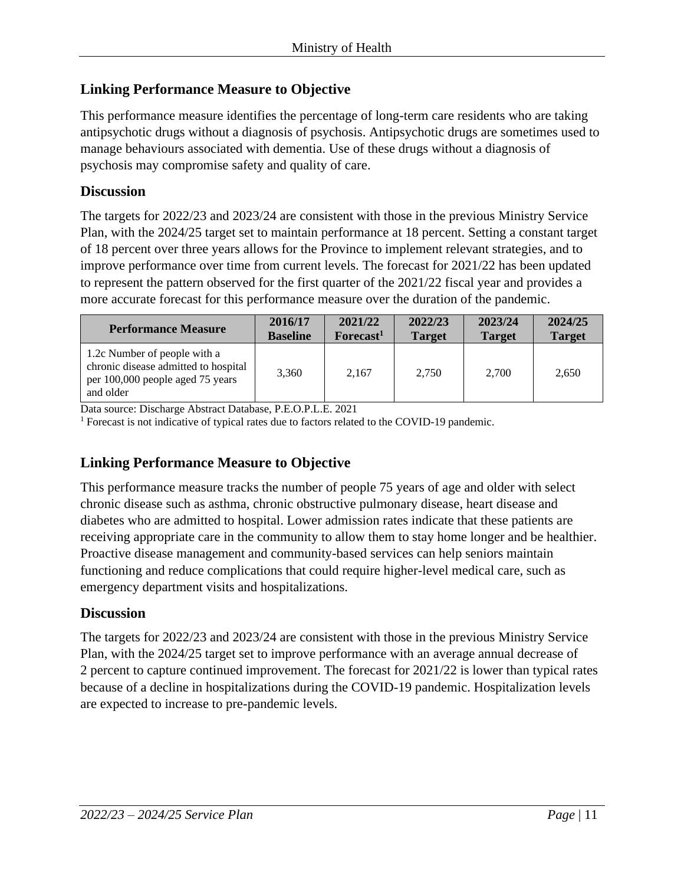## Linking Performance Measure to Objective

This performance measure identifies the percentage of long-term care residents who are taking antipsychotic drugs without a diagnosis of psychosis. Antipsychotic drugs are sometimes used to manage behaviours associated with dementia. Use of these drugs without a diagnosis of psychosis may compromise safety and quality of care.

## Discussion

The targets for 2022/23 and 2023/24 are consistent with those in the previous Ministry Service Plan, with the 2024/25 target set to maintain performance at 18 percent. Setting a constant target of 18 percent over three years allows for the Province to implement relevant strategies, and to improve performance over time from current levels. The forecast for 2021/22 has been updated to represent the pattern observed for the first quarter of the 2021/22 fiscal year and provides a more accurate forecast for this performance measure over the duration of the pandemic.

| Performance Measure | 2016/17 Baseline | 2021/22 Forecast[1] | 2022/23 Target | 2023/24 Target | 2024/25 Target |
|---|---|---|---|---|---|
| 1.2c Number of people with a chronic disease admitted to hospital per 100,000 people aged 75 years and older | 3,360 | 2,167 | 2,750 | 2,700 | 2,650 |

Data source: Discharge Abstract Database, P.E.O.P.L.E. 2021

[1] Forecast is not indicative of typical rates due to factors related to the COVID-19 pandemic.

## Linking Performance Measure to Objective

This performance measure tracks the number of people 75 years of age and older with select chronic disease such as asthma, chronic obstructive pulmonary disease, heart disease and diabetes who are admitted to hospital. Lower admission rates indicate that these patients are receiving appropriate care in the community to allow them to stay home longer and be healthier. Proactive disease management and community-based services can help seniors maintain functioning and reduce complications that could require higher-level medical care, such as emergency department visits and hospitalizations.

## Discussion

The targets for 2022/23 and 2023/24 are consistent with those in the previous Ministry Service Plan, with the 2024/25 target set to improve performance with an average annual decrease of 2 percent to capture continued improvement. The forecast for 2021/22 is lower than typical rates because of a decline in hospitalizations during the COVID-19 pandemic. Hospitalization levels are expected to increase to pre-pandemic levels.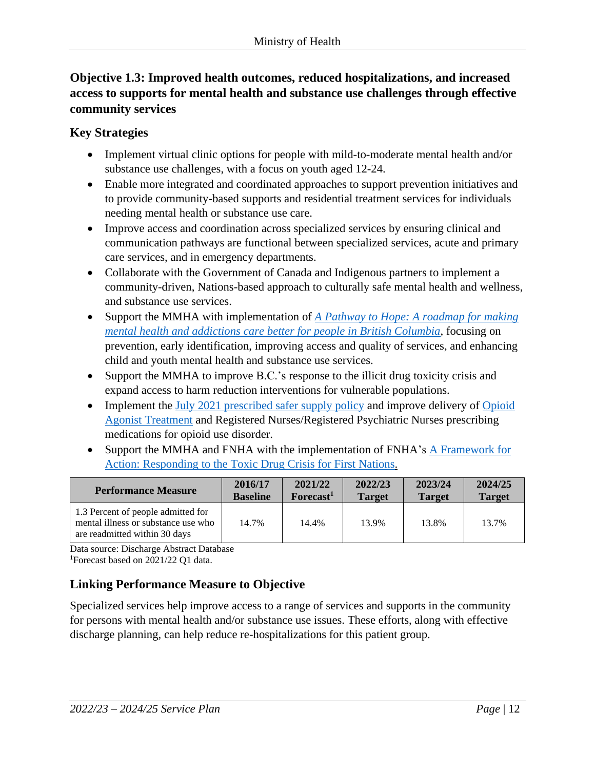### Objective 1.3: Improved health outcomes, reduced hospitalizations, and increased access to supports for mental health and substance use challenges through effective community services

#### Key Strategies

- Implement virtual clinic options for people with mild-to-moderate mental health and/or substance use challenges, with a focus on youth aged 12-24.
- Enable more integrated and coordinated approaches to support prevention initiatives and to provide community-based supports and residential treatment services for individuals needing mental health or substance use care.
- Improve access and coordination across specialized services by ensuring clinical and communication pathways are functional between specialized services, acute and primary care services, and in emergency departments.
- Collaborate with the Government of Canada and Indigenous partners to implement a community-driven, Nations-based approach to culturally safe mental health and wellness, and substance use services.
- Support the MMHA with implementation of *A Pathway to Hope: A roadmap for making mental health and addictions care better for people in British Columbia*, focusing on prevention, early identification, improving access and quality of services, and enhancing child and youth mental health and substance use services.
- Support the MMHA to improve B.C.'s response to the illicit drug toxicity crisis and expand access to harm reduction interventions for vulnerable populations.
- Implement the July 2021 prescribed safer supply policy and improve delivery of Opioid Agonist Treatment and Registered Nurses/Registered Psychiatric Nurses prescribing medications for opioid use disorder.
- Support the MMHA and FNHA with the implementation of FNHA's A Framework for Action: Responding to the Toxic Drug Crisis for First Nations.

| Performance Measure | 2016/17 Baseline | 2021/22 Forecast[1] | 2022/23 Target | 2023/24 Target | 2024/25 Target |
|---|---|---|---|---|---|
| 1.3 Percent of people admitted for mental illness or substance use who are readmitted within 30 days | 14.7% | 14.4% | 13.9% | 13.8% | 13.7% |

Data source: Discharge Abstract Database
[1]Forecast based on 2021/22 Q1 data.

#### Linking Performance Measure to Objective

Specialized services help improve access to a range of services and supports in the community for persons with mental health and/or substance use issues. These efforts, along with effective discharge planning, can help reduce re-hospitalizations for this patient group.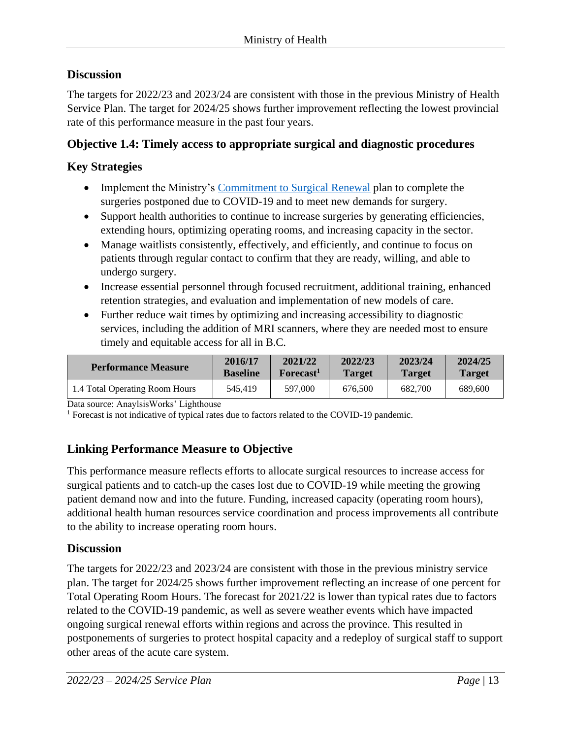### Discussion

The targets for 2022/23 and 2023/24 are consistent with those in the previous Ministry of Health Service Plan. The target for 2024/25 shows further improvement reflecting the lowest provincial rate of this performance measure in the past four years.

## Objective 1.4: Timely access to appropriate surgical and diagnostic procedures

### Key Strategies

- Implement the Ministry's [Commitment to Surgical Renewal] plan to complete the surgeries postponed due to COVID-19 and to meet new demands for surgery.
- Support health authorities to continue to increase surgeries by generating efficiencies, extending hours, optimizing operating rooms, and increasing capacity in the sector.
- Manage waitlists consistently, effectively, and efficiently, and continue to focus on patients through regular contact to confirm that they are ready, willing, and able to undergo surgery.
- Increase essential personnel through focused recruitment, additional training, enhanced retention strategies, and evaluation and implementation of new models of care.
- Further reduce wait times by optimizing and increasing accessibility to diagnostic services, including the addition of MRI scanners, where they are needed most to ensure timely and equitable access for all in B.C.

| Performance Measure | 2016/17 Baseline | 2021/22 Forecast[1] | 2022/23 Target | 2023/24 Target | 2024/25 Target |
|---|---|---|---|---|---|
| 1.4 Total Operating Room Hours | 545,419 | 597,000 | 676,500 | 682,700 | 689,600 |

Data source: AnaylsisWorks' Lighthouse

[1] Forecast is not indicative of typical rates due to factors related to the COVID-19 pandemic.

### Linking Performance Measure to Objective

This performance measure reflects efforts to allocate surgical resources to increase access for surgical patients and to catch-up the cases lost due to COVID-19 while meeting the growing patient demand now and into the future. Funding, increased capacity (operating room hours), additional health human resources service coordination and process improvements all contribute to the ability to increase operating room hours.

### Discussion

The targets for 2022/23 and 2023/24 are consistent with those in the previous ministry service plan. The target for 2024/25 shows further improvement reflecting an increase of one percent for Total Operating Room Hours. The forecast for 2021/22 is lower than typical rates due to factors related to the COVID-19 pandemic, as well as severe weather events which have impacted ongoing surgical renewal efforts within regions and across the province. This resulted in postponements of surgeries to protect hospital capacity and a redeploy of surgical staff to support other areas of the acute care system.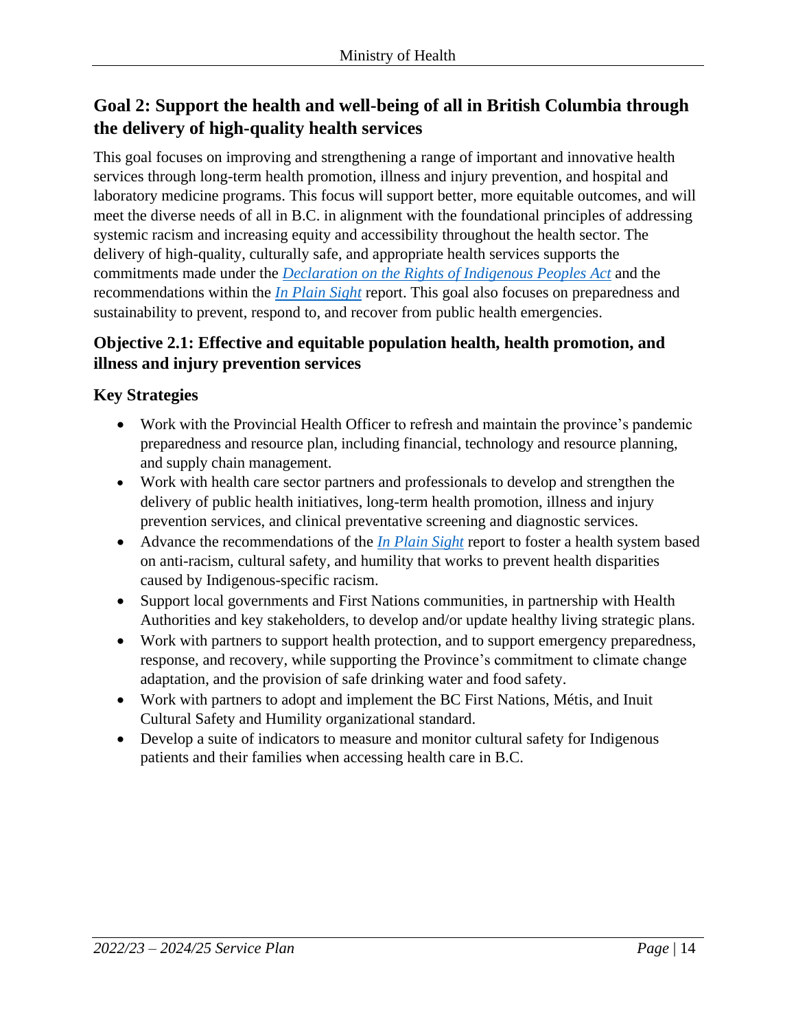## Goal 2: Support the health and well-being of all in British Columbia through the delivery of high-quality health services

This goal focuses on improving and strengthening a range of important and innovative health services through long-term health promotion, illness and injury prevention, and hospital and laboratory medicine programs. This focus will support better, more equitable outcomes, and will meet the diverse needs of all in B.C. in alignment with the foundational principles of addressing systemic racism and increasing equity and accessibility throughout the health sector. The delivery of high-quality, culturally safe, and appropriate health services supports the commitments made under the *Declaration on the Rights of Indigenous Peoples Act* and the recommendations within the *In Plain Sight* report. This goal also focuses on preparedness and sustainability to prevent, respond to, and recover from public health emergencies.

### Objective 2.1: Effective and equitable population health, health promotion, and illness and injury prevention services

### Key Strategies

- Work with the Provincial Health Officer to refresh and maintain the province's pandemic preparedness and resource plan, including financial, technology and resource planning, and supply chain management.
- Work with health care sector partners and professionals to develop and strengthen the delivery of public health initiatives, long-term health promotion, illness and injury prevention services, and clinical preventative screening and diagnostic services.
- Advance the recommendations of the *In Plain Sight* report to foster a health system based on anti-racism, cultural safety, and humility that works to prevent health disparities caused by Indigenous-specific racism.
- Support local governments and First Nations communities, in partnership with Health Authorities and key stakeholders, to develop and/or update healthy living strategic plans.
- Work with partners to support health protection, and to support emergency preparedness, response, and recovery, while supporting the Province's commitment to climate change adaptation, and the provision of safe drinking water and food safety.
- Work with partners to adopt and implement the BC First Nations, Métis, and Inuit Cultural Safety and Humility organizational standard.
- Develop a suite of indicators to measure and monitor cultural safety for Indigenous patients and their families when accessing health care in B.C.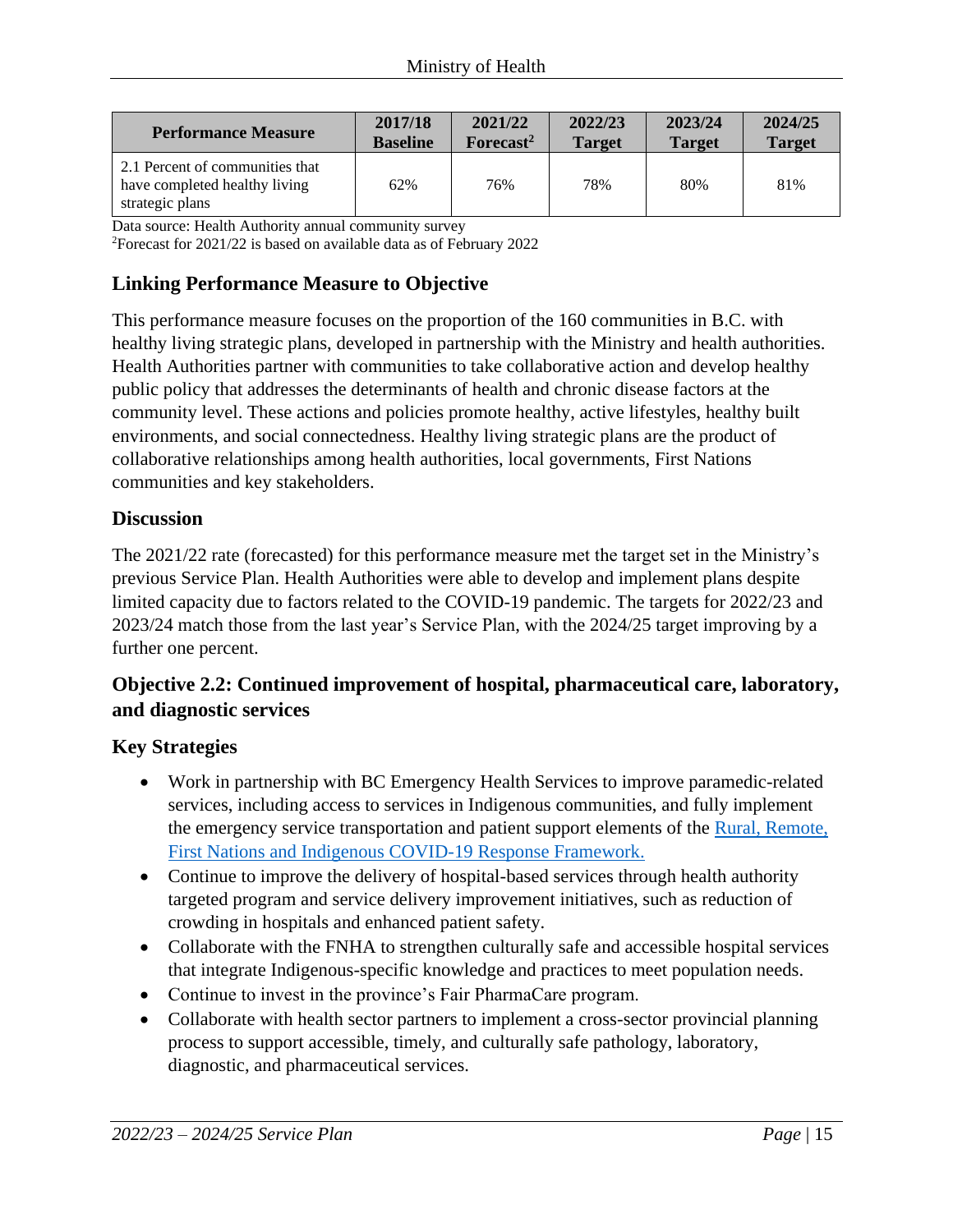| Performance Measure | 2017/18 Baseline | 2021/22 Forecast[2] | 2022/23 Target | 2023/24 Target | 2024/25 Target |
|---|---|---|---|---|---|
| 2.1 Percent of communities that have completed healthy living strategic plans | 62% | 76% | 78% | 80% | 81% |

Data source: Health Authority annual community survey
[2]Forecast for 2021/22 is based on available data as of February 2022

## Linking Performance Measure to Objective

This performance measure focuses on the proportion of the 160 communities in B.C. with healthy living strategic plans, developed in partnership with the Ministry and health authorities. Health Authorities partner with communities to take collaborative action and develop healthy public policy that addresses the determinants of health and chronic disease factors at the community level. These actions and policies promote healthy, active lifestyles, healthy built environments, and social connectedness. Healthy living strategic plans are the product of collaborative relationships among health authorities, local governments, First Nations communities and key stakeholders.

## Discussion

The 2021/22 rate (forecasted) for this performance measure met the target set in the Ministry's previous Service Plan. Health Authorities were able to develop and implement plans despite limited capacity due to factors related to the COVID-19 pandemic. The targets for 2022/23 and 2023/24 match those from the last year's Service Plan, with the 2024/25 target improving by a further one percent.

## Objective 2.2: Continued improvement of hospital, pharmaceutical care, laboratory, and diagnostic services

## Key Strategies

- Work in partnership with BC Emergency Health Services to improve paramedic-related services, including access to services in Indigenous communities, and fully implement the emergency service transportation and patient support elements of the Rural, Remote, First Nations and Indigenous COVID-19 Response Framework.
- Continue to improve the delivery of hospital-based services through health authority targeted program and service delivery improvement initiatives, such as reduction of crowding in hospitals and enhanced patient safety.
- Collaborate with the FNHA to strengthen culturally safe and accessible hospital services that integrate Indigenous-specific knowledge and practices to meet population needs.
- Continue to invest in the province's Fair PharmaCare program.
- Collaborate with health sector partners to implement a cross-sector provincial planning process to support accessible, timely, and culturally safe pathology, laboratory, diagnostic, and pharmaceutical services.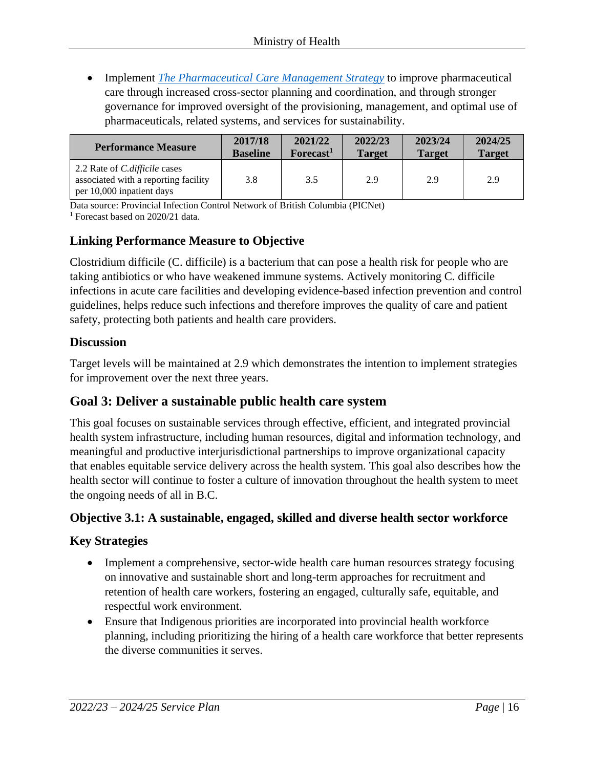- Implement [*The Pharmaceutical Care Management Strategy*]() to improve pharmaceutical care through increased cross-sector planning and coordination, and through stronger governance for improved oversight of the provisioning, management, and optimal use of pharmaceuticals, related systems, and services for sustainability.

| Performance Measure | 2017/18 Baseline | 2021/22 Forecast[1] | 2022/23 Target | 2023/24 Target | 2024/25 Target |
|---|---|---|---|---|---|
| 2.2 Rate of *C.difficile* cases associated with a reporting facility per 10,000 inpatient days | 3.8 | 3.5 | 2.9 | 2.9 | 2.9 |

Data source: Provincial Infection Control Network of British Columbia (PICNet)
[1] Forecast based on 2020/21 data.

### Linking Performance Measure to Objective

Clostridium difficile (C. difficile) is a bacterium that can pose a health risk for people who are taking antibiotics or who have weakened immune systems. Actively monitoring C. difficile infections in acute care facilities and developing evidence-based infection prevention and control guidelines, helps reduce such infections and therefore improves the quality of care and patient safety, protecting both patients and health care providers.

### Discussion

Target levels will be maintained at 2.9 which demonstrates the intention to implement strategies for improvement over the next three years.

## Goal 3: Deliver a sustainable public health care system

This goal focuses on sustainable services through effective, efficient, and integrated provincial health system infrastructure, including human resources, digital and information technology, and meaningful and productive interjurisdictional partnerships to improve organizational capacity that enables equitable service delivery across the health system. This goal also describes how the health sector will continue to foster a culture of innovation throughout the health system to meet the ongoing needs of all in B.C.

### Objective 3.1: A sustainable, engaged, skilled and diverse health sector workforce

### Key Strategies

- Implement a comprehensive, sector-wide health care human resources strategy focusing on innovative and sustainable short and long-term approaches for recruitment and retention of health care workers, fostering an engaged, culturally safe, equitable, and respectful work environment.
- Ensure that Indigenous priorities are incorporated into provincial health workforce planning, including prioritizing the hiring of a health care workforce that better represents the diverse communities it serves.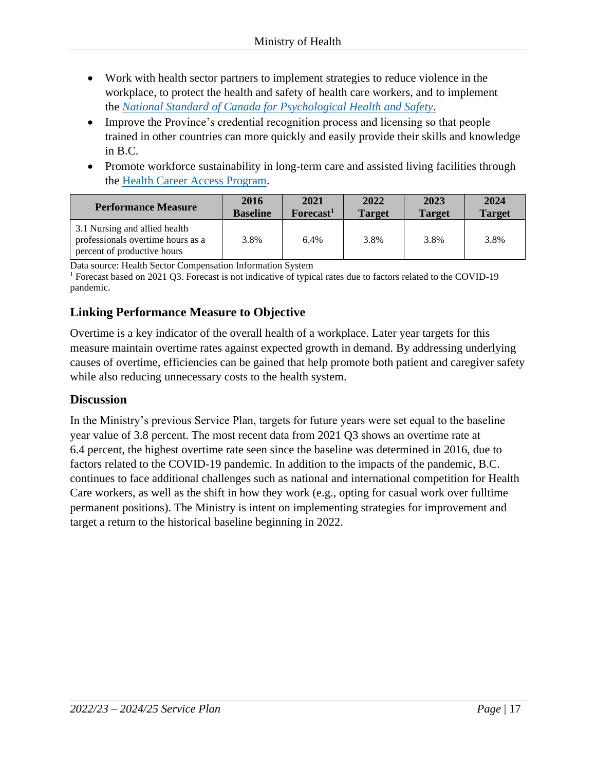- Work with health sector partners to implement strategies to reduce violence in the workplace, to protect the health and safety of health care workers, and to implement the *National Standard of Canada for Psychological Health and Safety*.
- Improve the Province's credential recognition process and licensing so that people trained in other countries can more quickly and easily provide their skills and knowledge in B.C.
- Promote workforce sustainability in long-term care and assisted living facilities through the Health Career Access Program.

| Performance Measure | 2016 Baseline | 2021 Forecast[1] | 2022 Target | 2023 Target | 2024 Target |
|---|---|---|---|---|---|
| 3.1 Nursing and allied health professionals overtime hours as a percent of productive hours | 3.8% | 6.4% | 3.8% | 3.8% | 3.8% |

Data source: Health Sector Compensation Information System

[1] Forecast based on 2021 Q3. Forecast is not indicative of typical rates due to factors related to the COVID-19 pandemic.

### Linking Performance Measure to Objective

Overtime is a key indicator of the overall health of a workplace. Later year targets for this measure maintain overtime rates against expected growth in demand. By addressing underlying causes of overtime, efficiencies can be gained that help promote both patient and caregiver safety while also reducing unnecessary costs to the health system.

### Discussion

In the Ministry's previous Service Plan, targets for future years were set equal to the baseline year value of 3.8 percent. The most recent data from 2021 Q3 shows an overtime rate at 6.4 percent, the highest overtime rate seen since the baseline was determined in 2016, due to factors related to the COVID-19 pandemic. In addition to the impacts of the pandemic, B.C. continues to face additional challenges such as national and international competition for Health Care workers, as well as the shift in how they work (e.g., opting for casual work over fulltime permanent positions). The Ministry is intent on implementing strategies for improvement and target a return to the historical baseline beginning in 2022.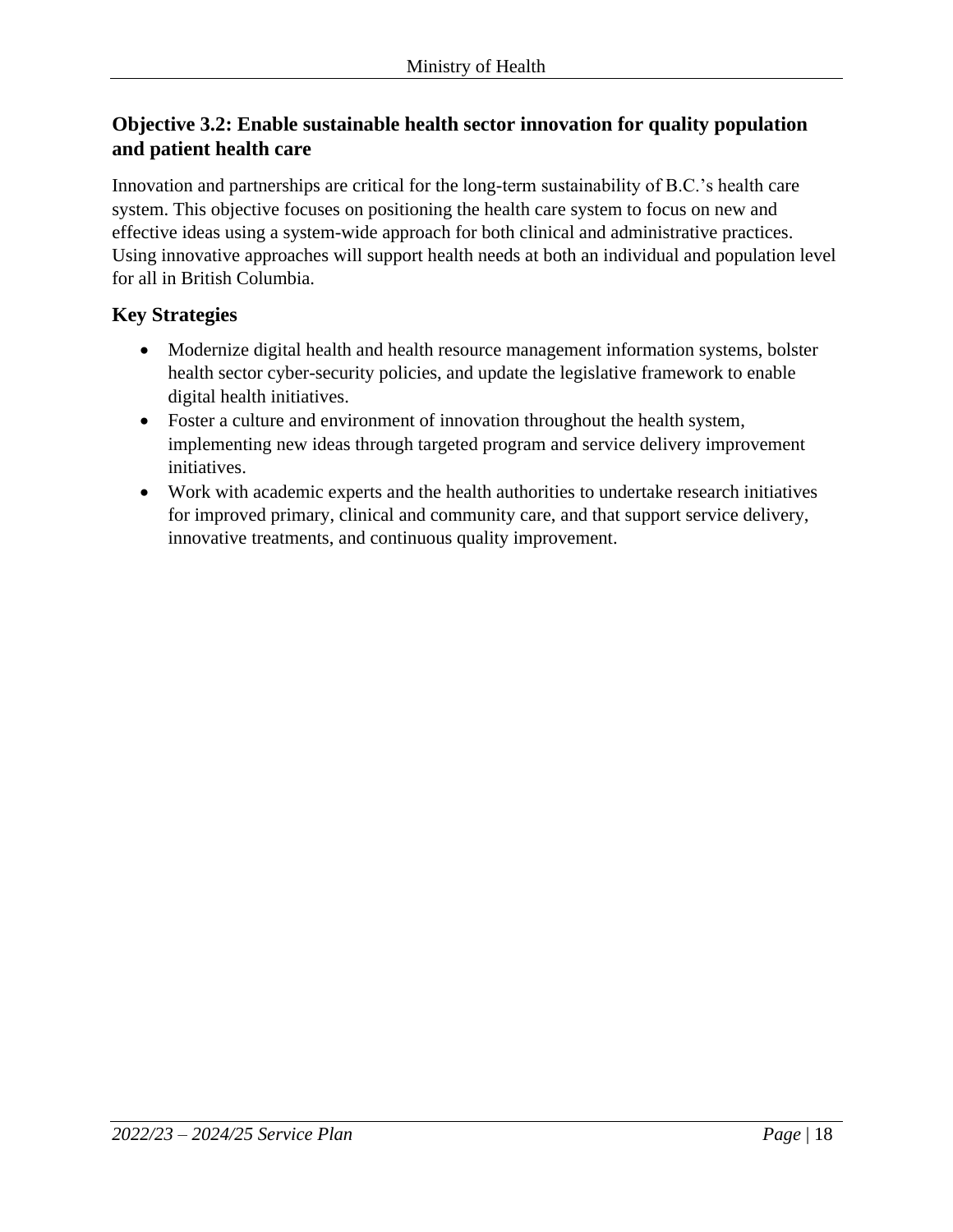### Objective 3.2: Enable sustainable health sector innovation for quality population and patient health care

Innovation and partnerships are critical for the long-term sustainability of B.C.'s health care system. This objective focuses on positioning the health care system to focus on new and effective ideas using a system-wide approach for both clinical and administrative practices. Using innovative approaches will support health needs at both an individual and population level for all in British Columbia.

#### Key Strategies

- Modernize digital health and health resource management information systems, bolster health sector cyber-security policies, and update the legislative framework to enable digital health initiatives.
- Foster a culture and environment of innovation throughout the health system, implementing new ideas through targeted program and service delivery improvement initiatives.
- Work with academic experts and the health authorities to undertake research initiatives for improved primary, clinical and community care, and that support service delivery, innovative treatments, and continuous quality improvement.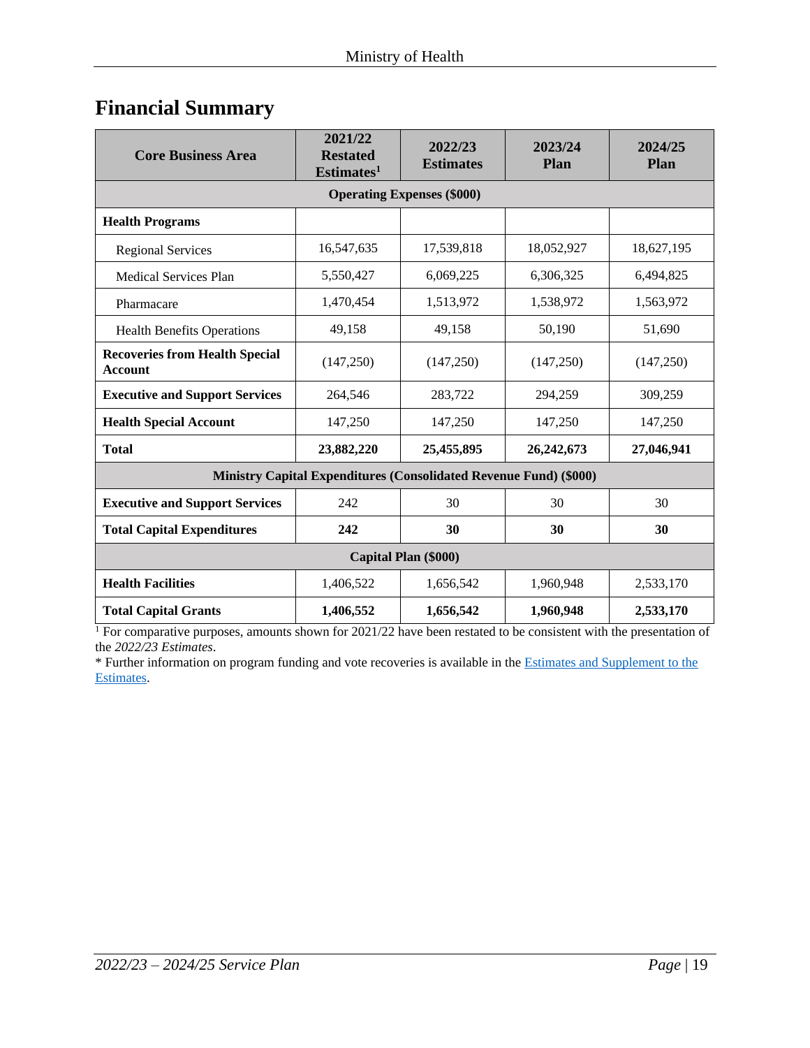## Financial Summary

| Core Business Area | 2021/22 Restated Estimates[1] | 2022/23 Estimates | 2023/24 Plan | 2024/25 Plan |
|---|---|---|---|---|
| **Operating Expenses ($000)** | | | | |
| **Health Programs** | | | | |
| Regional Services | 16,547,635 | 17,539,818 | 18,052,927 | 18,627,195 |
| Medical Services Plan | 5,550,427 | 6,069,225 | 6,306,325 | 6,494,825 |
| Pharmacare | 1,470,454 | 1,513,972 | 1,538,972 | 1,563,972 |
| Health Benefits Operations | 49,158 | 49,158 | 50,190 | 51,690 |
| **Recoveries from Health Special Account** | (147,250) | (147,250) | (147,250) | (147,250) |
| **Executive and Support Services** | 264,546 | 283,722 | 294,259 | 309,259 |
| **Health Special Account** | 147,250 | 147,250 | 147,250 | 147,250 |
| **Total** | **23,882,220** | **25,455,895** | **26,242,673** | **27,046,941** |
| **Ministry Capital Expenditures (Consolidated Revenue Fund) ($000)** | | | | |
| **Executive and Support Services** | 242 | 30 | 30 | 30 |
| **Total Capital Expenditures** | **242** | **30** | **30** | **30** |
| **Capital Plan ($000)** | | | | |
| **Health Facilities** | 1,406,522 | 1,656,542 | 1,960,948 | 2,533,170 |
| **Total Capital Grants** | **1,406,552** | **1,656,542** | **1,960,948** | **2,533,170** |

[1] For comparative purposes, amounts shown for 2021/22 have been restated to be consistent with the presentation of the *2022/23 Estimates*.

\* Further information on program funding and vote recoveries is available in the [Estimates and Supplement to the Estimates](#).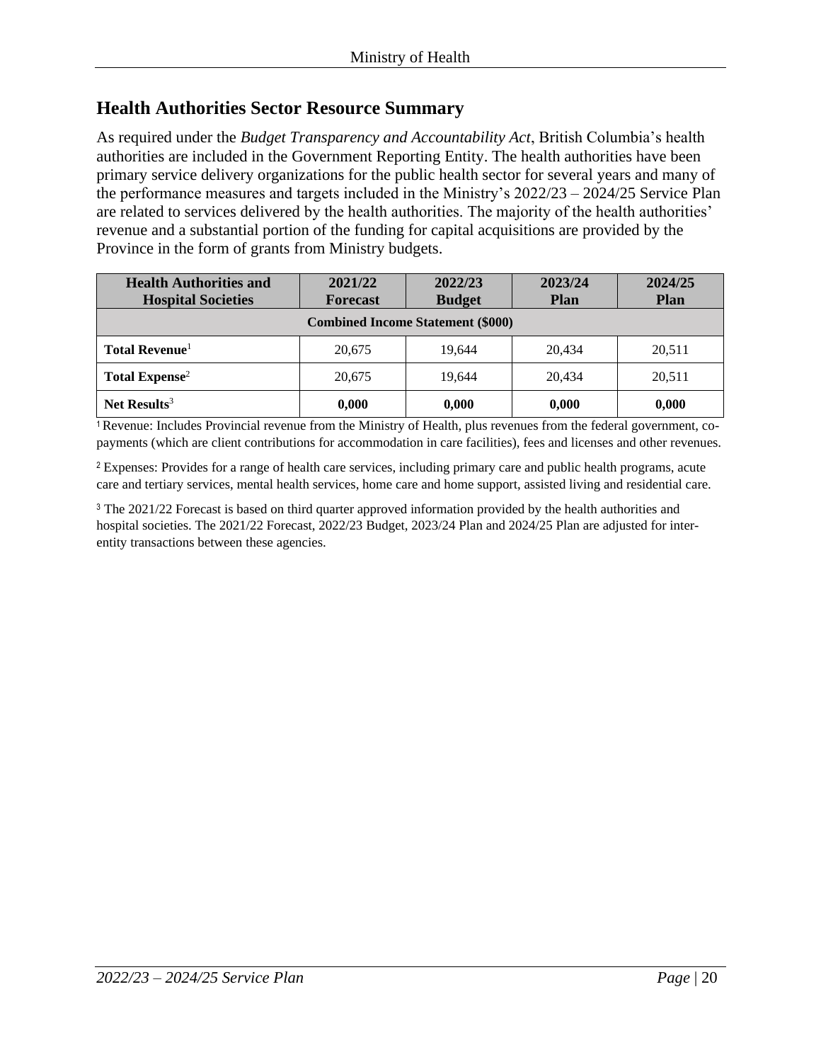## Health Authorities Sector Resource Summary

As required under the *Budget Transparency and Accountability Act*, British Columbia's health authorities are included in the Government Reporting Entity. The health authorities have been primary service delivery organizations for the public health sector for several years and many of the performance measures and targets included in the Ministry's 2022/23 – 2024/25 Service Plan are related to services delivered by the health authorities. The majority of the health authorities' revenue and a substantial portion of the funding for capital acquisitions are provided by the Province in the form of grants from Ministry budgets.

| Health Authorities and Hospital Societies | 2021/22 Forecast | 2022/23 Budget | 2023/24 Plan | 2024/25 Plan |
|---|---|---|---|---|
| **Combined Income Statement ($000)** | | | | |
| **Total Revenue**[1] | 20,675 | 19,644 | 20,434 | 20,511 |
| **Total Expense**[2] | 20,675 | 19,644 | 20,434 | 20,511 |
| **Net Results**[3] | **0,000** | **0,000** | **0,000** | **0,000** |

[1] Revenue: Includes Provincial revenue from the Ministry of Health, plus revenues from the federal government, co-payments (which are client contributions for accommodation in care facilities), fees and licenses and other revenues.

[2] Expenses: Provides for a range of health care services, including primary care and public health programs, acute care and tertiary services, mental health services, home care and home support, assisted living and residential care.

[3] The 2021/22 Forecast is based on third quarter approved information provided by the health authorities and hospital societies. The 2021/22 Forecast, 2022/23 Budget, 2023/24 Plan and 2024/25 Plan are adjusted for inter-entity transactions between these agencies.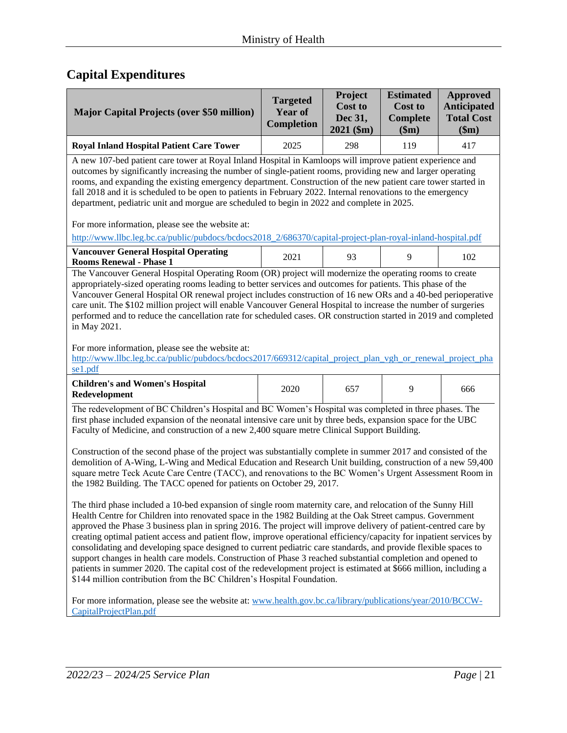## Capital Expenditures

| Major Capital Projects (over $50 million) | Targeted Year of Completion | Project Cost to Dec 31, 2021 ($m) | Estimated Cost to Complete ($m) | Approved Anticipated Total Cost ($m) |
|---|---|---|---|---|
| **Royal Inland Hospital Patient Care Tower** | 2025 | 298 | 119 | 417 |
| A new 107-bed patient care tower at Royal Inland Hospital in Kamloops will improve patient experience and outcomes by significantly increasing the number of single-patient rooms, providing new and larger operating rooms, and expanding the existing emergency department. Construction of the new patient care tower started in fall 2018 and it is scheduled to be open to patients in February 2022. Internal renovations to the emergency department, pediatric unit and morgue are scheduled to begin in 2022 and complete in 2025. For more information, please see the website at: http://www.llbc.leg.bc.ca/public/pubdocs/bcdocs2018_2/686370/capital-project-plan-royal-inland-hospital.pdf | | | | |
| **Vancouver General Hospital Operating Rooms Renewal - Phase 1** | 2021 | 93 | 9 | 102 |
| The Vancouver General Hospital Operating Room (OR) project will modernize the operating rooms to create appropriately-sized operating rooms leading to better services and outcomes for patients. This phase of the Vancouver General Hospital OR renewal project includes construction of 16 new ORs and a 40-bed perioperative care unit. The $102 million project will enable Vancouver General Hospital to increase the number of surgeries performed and to reduce the cancellation rate for scheduled cases. OR construction started in 2019 and completed in May 2021. For more information, please see the website at: http://www.llbc.leg.bc.ca/public/pubdocs/bcdocs2017/669312/capital_project_plan_vgh_or_renewal_project_phase1.pdf | | | | |
| **Children's and Women's Hospital Redevelopment** | 2020 | 657 | 9 | 666 |
| The redevelopment of BC Children's Hospital and BC Women's Hospital was completed in three phases. The first phase included expansion of the neonatal intensive care unit by three beds, expansion space for the UBC Faculty of Medicine, and construction of a new 2,400 square metre Clinical Support Building. Construction of the second phase of the project was substantially complete in summer 2017 and consisted of the demolition of A-Wing, L-Wing and Medical Education and Research Unit building, construction of a new 59,400 square metre Teck Acute Care Centre (TACC), and renovations to the BC Women's Urgent Assessment Room in the 1982 Building. The TACC opened for patients on October 29, 2017. The third phase included a 10-bed expansion of single room maternity care, and relocation of the Sunny Hill Health Centre for Children into renovated space in the 1982 Building at the Oak Street campus. Government approved the Phase 3 business plan in spring 2016. The project will improve delivery of patient-centred care by creating optimal patient access and patient flow, improve operational efficiency/capacity for inpatient services by consolidating and developing space designed to current pediatric care standards, and provide flexible spaces to support changes in health care models. Construction of Phase 3 reached substantial completion and opened to patients in summer 2020. The capital cost of the redevelopment project is estimated at $666 million, including a $144 million contribution from the BC Children's Hospital Foundation. For more information, please see the website at: www.health.gov.bc.ca/library/publications/year/2010/BCCW-CapitalProjectPlan.pdf | | | | |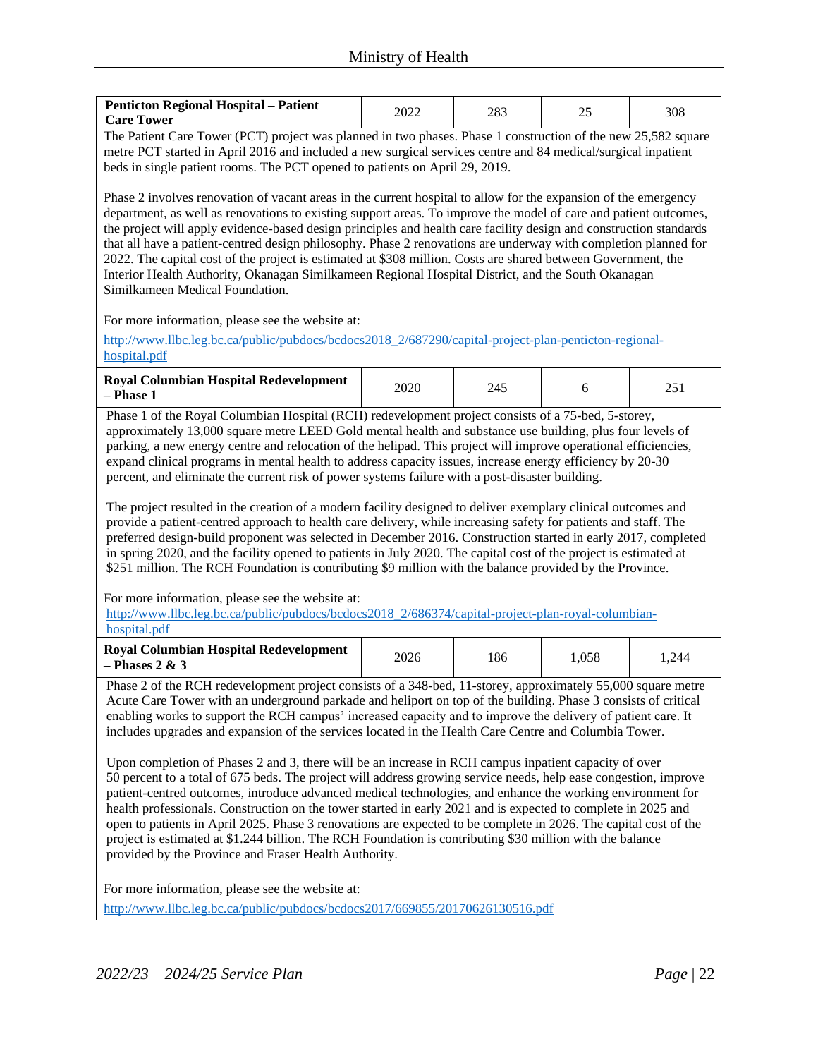| | | | | |
|---|---|---|---|---|
| **Penticton Regional Hospital – Patient Care Tower** | 2022 | 283 | 25 | 308 |

The Patient Care Tower (PCT) project was planned in two phases. Phase 1 construction of the new 25,582 square metre PCT started in April 2016 and included a new surgical services centre and 84 medical/surgical inpatient beds in single patient rooms. The PCT opened to patients on April 29, 2019.

Phase 2 involves renovation of vacant areas in the current hospital to allow for the expansion of the emergency department, as well as renovations to existing support areas. To improve the model of care and patient outcomes, the project will apply evidence-based design principles and health care facility design and construction standards that all have a patient-centred design philosophy. Phase 2 renovations are underway with completion planned for 2022. The capital cost of the project is estimated at $308 million. Costs are shared between Government, the Interior Health Authority, Okanagan Similkameen Regional Hospital District, and the South Okanagan Similkameen Medical Foundation.

For more information, please see the website at:

http://www.llbc.leg.bc.ca/public/pubdocs/bcdocs2018_2/687290/capital-project-plan-penticton-regional-hospital.pdf

| | | | | |
|---|---|---|---|---|
| **Royal Columbian Hospital Redevelopment – Phase 1** | 2020 | 245 | 6 | 251 |

Phase 1 of the Royal Columbian Hospital (RCH) redevelopment project consists of a 75-bed, 5-storey, approximately 13,000 square metre LEED Gold mental health and substance use building, plus four levels of parking, a new energy centre and relocation of the helipad. This project will improve operational efficiencies, expand clinical programs in mental health to address capacity issues, increase energy efficiency by 20-30 percent, and eliminate the current risk of power systems failure with a post-disaster building.

The project resulted in the creation of a modern facility designed to deliver exemplary clinical outcomes and provide a patient-centred approach to health care delivery, while increasing safety for patients and staff. The preferred design-build proponent was selected in December 2016. Construction started in early 2017, completed in spring 2020, and the facility opened to patients in July 2020. The capital cost of the project is estimated at $251 million. The RCH Foundation is contributing $9 million with the balance provided by the Province.

For more information, please see the website at:
http://www.llbc.leg.bc.ca/public/pubdocs/bcdocs2018_2/686374/capital-project-plan-royal-columbian-hospital.pdf

| | | | | |
|---|---|---|---|---|
| **Royal Columbian Hospital Redevelopment – Phases 2 & 3** | 2026 | 186 | 1,058 | 1,244 |

Phase 2 of the RCH redevelopment project consists of a 348-bed, 11-storey, approximately 55,000 square metre Acute Care Tower with an underground parkade and heliport on top of the building. Phase 3 consists of critical enabling works to support the RCH campus' increased capacity and to improve the delivery of patient care. It includes upgrades and expansion of the services located in the Health Care Centre and Columbia Tower.

Upon completion of Phases 2 and 3, there will be an increase in RCH campus inpatient capacity of over 50 percent to a total of 675 beds. The project will address growing service needs, help ease congestion, improve patient-centred outcomes, introduce advanced medical technologies, and enhance the working environment for health professionals. Construction on the tower started in early 2021 and is expected to complete in 2025 and open to patients in April 2025. Phase 3 renovations are expected to be complete in 2026. The capital cost of the project is estimated at $1.244 billion. The RCH Foundation is contributing $30 million with the balance provided by the Province and Fraser Health Authority.

For more information, please see the website at:

http://www.llbc.leg.bc.ca/public/pubdocs/bcdocs2017/669855/20170626130516.pdf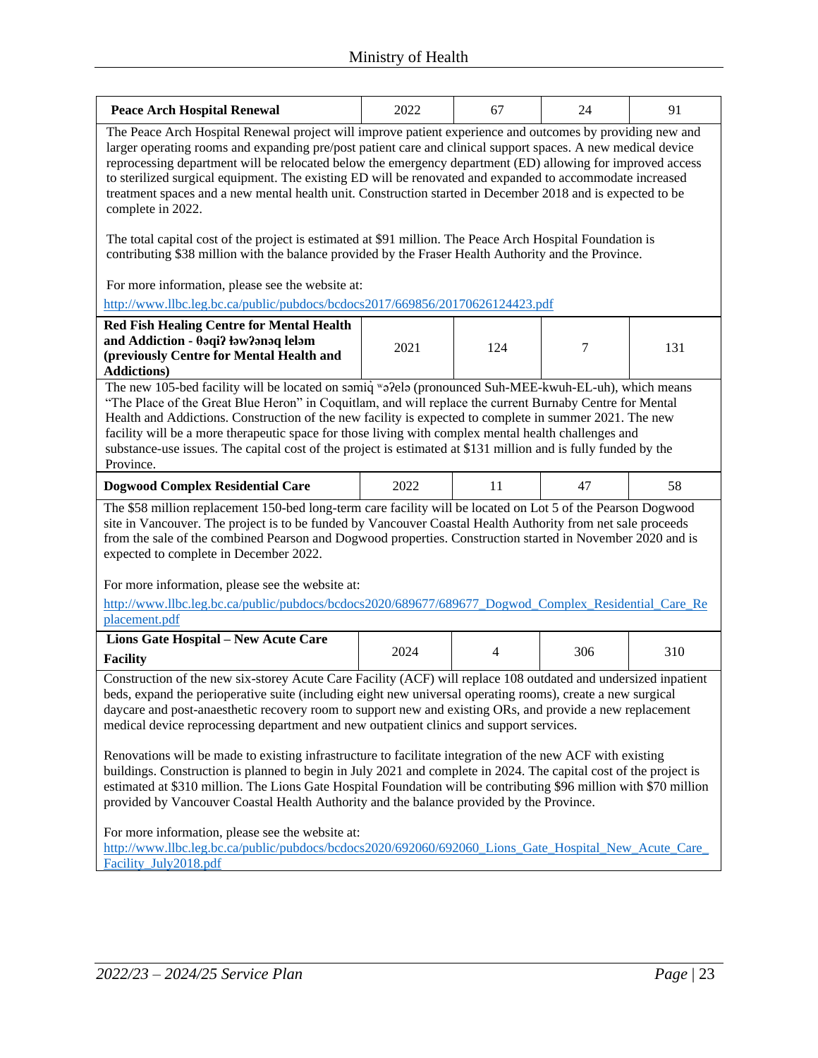| | | | | |
|---|---|---|---|---|
| **Peace Arch Hospital Renewal** | 2022 | 67 | 24 | 91 |

The Peace Arch Hospital Renewal project will improve patient experience and outcomes by providing new and larger operating rooms and expanding pre/post patient care and clinical support spaces. A new medical device reprocessing department will be relocated below the emergency department (ED) allowing for improved access to sterilized surgical equipment. The existing ED will be renovated and expanded to accommodate increased treatment spaces and a new mental health unit. Construction started in December 2018 and is expected to be complete in 2022.

The total capital cost of the project is estimated at $91 million. The Peace Arch Hospital Foundation is contributing $38 million with the balance provided by the Fraser Health Authority and the Province.

For more information, please see the website at:
[http://www.llbc.leg.bc.ca/public/pubdocs/bcdocs2017/669856/20170626124423.pdf](http://www.llbc.leg.bc.ca/public/pubdocs/bcdocs2017/669856/20170626124423.pdf)

| | | | | |
|---|---|---|---|---|
| **Red Fish Healing Centre for Mental Health and Addiction - θəqiʔ ɬəwʔənəq leləm (previously Centre for Mental Health and Addictions)** | 2021 | 124 | 7 | 131 |

The new 105-bed facility will be located on səmiq̓ ʷəʔelə (pronounced Suh-MEE-kwuh-EL-uh), which means "The Place of the Great Blue Heron" in Coquitlam, and will replace the current Burnaby Centre for Mental Health and Addictions. Construction of the new facility is expected to complete in summer 2021. The new facility will be a more therapeutic space for those living with complex mental health challenges and substance-use issues. The capital cost of the project is estimated at $131 million and is fully funded by the Province.

| | | | | |
|---|---|---|---|---|
| **Dogwood Complex Residential Care** | 2022 | 11 | 47 | 58 |

The $58 million replacement 150-bed long-term care facility will be located on Lot 5 of the Pearson Dogwood site in Vancouver. The project is to be funded by Vancouver Coastal Health Authority from net sale proceeds from the sale of the combined Pearson and Dogwood properties. Construction started in November 2020 and is expected to complete in December 2022.

For more information, please see the website at:
[http://www.llbc.leg.bc.ca/public/pubdocs/bcdocs2020/689677/689677_Dogwod_Complex_Residential_Care_Replacement.pdf](http://www.llbc.leg.bc.ca/public/pubdocs/bcdocs2020/689677/689677_Dogwod_Complex_Residential_Care_Replacement.pdf)

| | | | | |
|---|---|---|---|---|
| **Lions Gate Hospital – New Acute Care Facility** | 2024 | 4 | 306 | 310 |

Construction of the new six-storey Acute Care Facility (ACF) will replace 108 outdated and undersized inpatient beds, expand the perioperative suite (including eight new universal operating rooms), create a new surgical daycare and post-anaesthetic recovery room to support new and existing ORs, and provide a new replacement medical device reprocessing department and new outpatient clinics and support services.

Renovations will be made to existing infrastructure to facilitate integration of the new ACF with existing buildings. Construction is planned to begin in July 2021 and complete in 2024. The capital cost of the project is estimated at $310 million. The Lions Gate Hospital Foundation will be contributing $96 million with $70 million provided by Vancouver Coastal Health Authority and the balance provided by the Province.

For more information, please see the website at:
[http://www.llbc.leg.bc.ca/public/pubdocs/bcdocs2020/692060/692060_Lions_Gate_Hospital_New_Acute_Care_Facility_July2018.pdf](http://www.llbc.leg.bc.ca/public/pubdocs/bcdocs2020/692060/692060_Lions_Gate_Hospital_New_Acute_Care_Facility_July2018.pdf)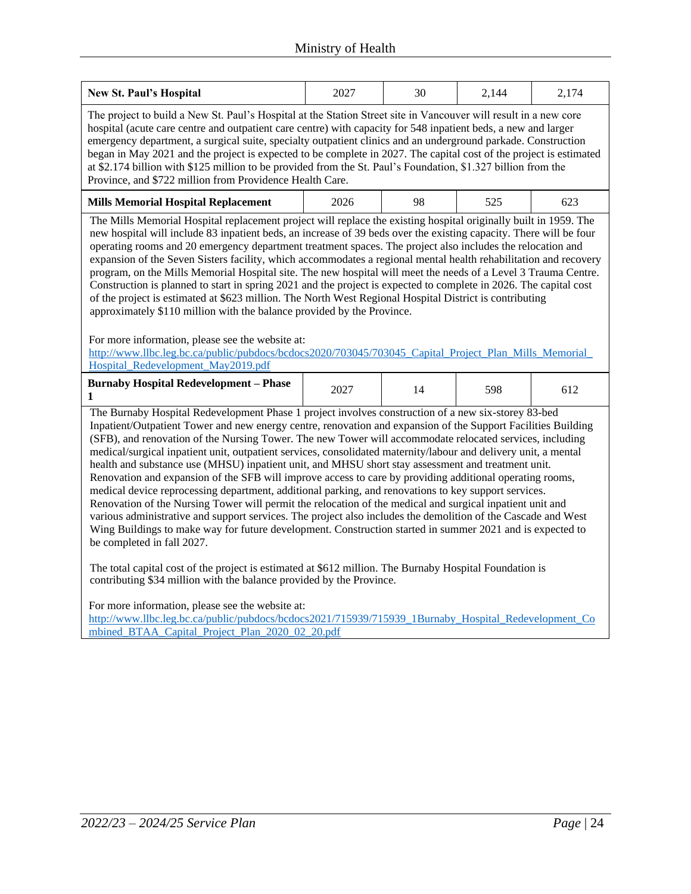| | | | | |
|---|---|---|---|---|
| **New St. Paul's Hospital** | 2027 | 30 | 2,144 | 2,174 |
| The project to build a New St. Paul's Hospital at the Station Street site in Vancouver will result in a new core hospital (acute care centre and outpatient care centre) with capacity for 548 inpatient beds, a new and larger emergency department, a surgical suite, specialty outpatient clinics and an underground parkade. Construction began in May 2021 and the project is expected to be complete in 2027. The capital cost of the project is estimated at $2.174 billion with $125 million to be provided from the St. Paul's Foundation, $1.327 billion from the Province, and $722 million from Providence Health Care. | | | | |
| **Mills Memorial Hospital Replacement** | 2026 | 98 | 525 | 623 |
| The Mills Memorial Hospital replacement project will replace the existing hospital originally built in 1959. The new hospital will include 83 inpatient beds, an increase of 39 beds over the existing capacity. There will be four operating rooms and 20 emergency department treatment spaces. The project also includes the relocation and expansion of the Seven Sisters facility, which accommodates a regional mental health rehabilitation and recovery program, on the Mills Memorial Hospital site. The new hospital will meet the needs of a Level 3 Trauma Centre. Construction is planned to start in spring 2021 and the project is expected to complete in 2026. The capital cost of the project is estimated at $623 million. The North West Regional Hospital District is contributing approximately $110 million with the balance provided by the Province.<br><br>For more information, please see the website at:<br>http://www.llbc.leg.bc.ca/public/pubdocs/bcdocs2020/703045/703045_Capital_Project_Plan_Mills_Memorial_Hospital_Redevelopment_May2019.pdf | | | | |
| **Burnaby Hospital Redevelopment – Phase 1** | 2027 | 14 | 598 | 612 |
| The Burnaby Hospital Redevelopment Phase 1 project involves construction of a new six-storey 83-bed Inpatient/Outpatient Tower and new energy centre, renovation and expansion of the Support Facilities Building (SFB), and renovation of the Nursing Tower. The new Tower will accommodate relocated services, including medical/surgical inpatient unit, outpatient services, consolidated maternity/labour and delivery unit, a mental health and substance use (MHSU) inpatient unit, and MHSU short stay assessment and treatment unit. Renovation and expansion of the SFB will improve access to care by providing additional operating rooms, medical device reprocessing department, additional parking, and renovations to key support services. Renovation of the Nursing Tower will permit the relocation of the medical and surgical inpatient unit and various administrative and support services. The project also includes the demolition of the Cascade and West Wing Buildings to make way for future development. Construction started in summer 2021 and is expected to be completed in fall 2027.<br><br>The total capital cost of the project is estimated at $612 million. The Burnaby Hospital Foundation is contributing $34 million with the balance provided by the Province.<br><br>For more information, please see the website at:<br>http://www.llbc.leg.bc.ca/public/pubdocs/bcdocs2021/715939/715939_1Burnaby_Hospital_Redevelopment_Combined_BTAA_Capital_Project_Plan_2020_02_20.pdf | | | | |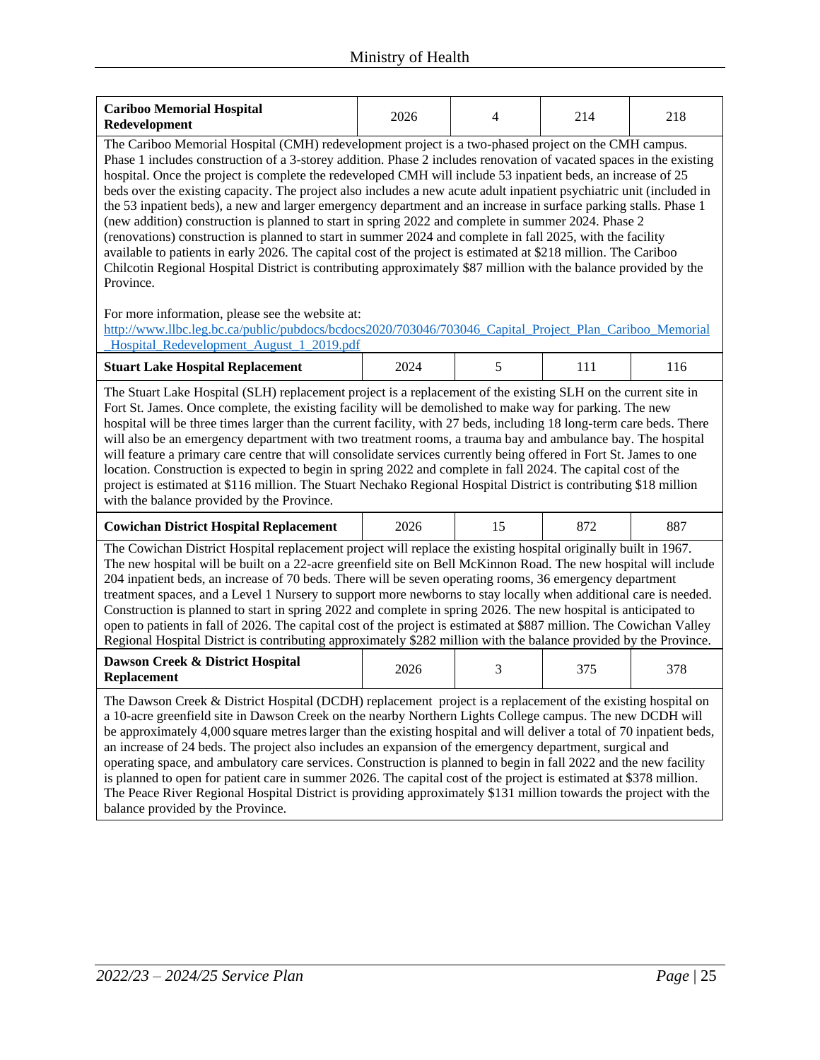| | | | | |
|---|---|---|---|---|
| **Cariboo Memorial Hospital Redevelopment** | 2026 | 4 | 214 | 218 |
| The Cariboo Memorial Hospital (CMH) redevelopment project is a two-phased project on the CMH campus. Phase 1 includes construction of a 3-storey addition. Phase 2 includes renovation of vacated spaces in the existing hospital. Once the project is complete the redeveloped CMH will include 53 inpatient beds, an increase of 25 beds over the existing capacity. The project also includes a new acute adult inpatient psychiatric unit (included in the 53 inpatient beds), a new and larger emergency department and an increase in surface parking stalls. Phase 1 (new addition) construction is planned to start in spring 2022 and complete in summer 2024. Phase 2 (renovations) construction is planned to start in summer 2024 and complete in fall 2025, with the facility available to patients in early 2026. The capital cost of the project is estimated at $218 million. The Cariboo Chilcotin Regional Hospital District is contributing approximately $87 million with the balance provided by the Province. For more information, please see the website at: [http://www.llbc.leg.bc.ca/public/pubdocs/bcdocs2020/703046/703046_Capital_Project_Plan_Cariboo_Memorial_Hospital_Redevelopment_August_1_2019.pdf](http://www.llbc.leg.bc.ca/public/pubdocs/bcdocs2020/703046/703046_Capital_Project_Plan_Cariboo_Memorial_Hospital_Redevelopment_August_1_2019.pdf) | | | | |
| **Stuart Lake Hospital Replacement** | 2024 | 5 | 111 | 116 |
| The Stuart Lake Hospital (SLH) replacement project is a replacement of the existing SLH on the current site in Fort St. James. Once complete, the existing facility will be demolished to make way for parking. The new hospital will be three times larger than the current facility, with 27 beds, including 18 long-term care beds. There will also be an emergency department with two treatment rooms, a trauma bay and ambulance bay. The hospital will feature a primary care centre that will consolidate services currently being offered in Fort St. James to one location. Construction is expected to begin in spring 2022 and complete in fall 2024. The capital cost of the project is estimated at $116 million. The Stuart Nechako Regional Hospital District is contributing $18 million with the balance provided by the Province. | | | | |
| **Cowichan District Hospital Replacement** | 2026 | 15 | 872 | 887 |
| The Cowichan District Hospital replacement project will replace the existing hospital originally built in 1967. The new hospital will be built on a 22-acre greenfield site on Bell McKinnon Road. The new hospital will include 204 inpatient beds, an increase of 70 beds. There will be seven operating rooms, 36 emergency department treatment spaces, and a Level 1 Nursery to support more newborns to stay locally when additional care is needed. Construction is planned to start in spring 2022 and complete in spring 2026. The new hospital is anticipated to open to patients in fall of 2026. The capital cost of the project is estimated at $887 million. The Cowichan Valley Regional Hospital District is contributing approximately $282 million with the balance provided by the Province. | | | | |
| **Dawson Creek & District Hospital Replacement** | 2026 | 3 | 375 | 378 |
| The Dawson Creek & District Hospital (DCDH) replacement project is a replacement of the existing hospital on a 10-acre greenfield site in Dawson Creek on the nearby Northern Lights College campus. The new DCDH will be approximately 4,000 square metres larger than the existing hospital and will deliver a total of 70 inpatient beds, an increase of 24 beds. The project also includes an expansion of the emergency department, surgical and operating space, and ambulatory care services. Construction is planned to begin in fall 2022 and the new facility is planned to open for patient care in summer 2026. The capital cost of the project is estimated at $378 million. The Peace River Regional Hospital District is providing approximately $131 million towards the project with the balance provided by the Province. | | | | |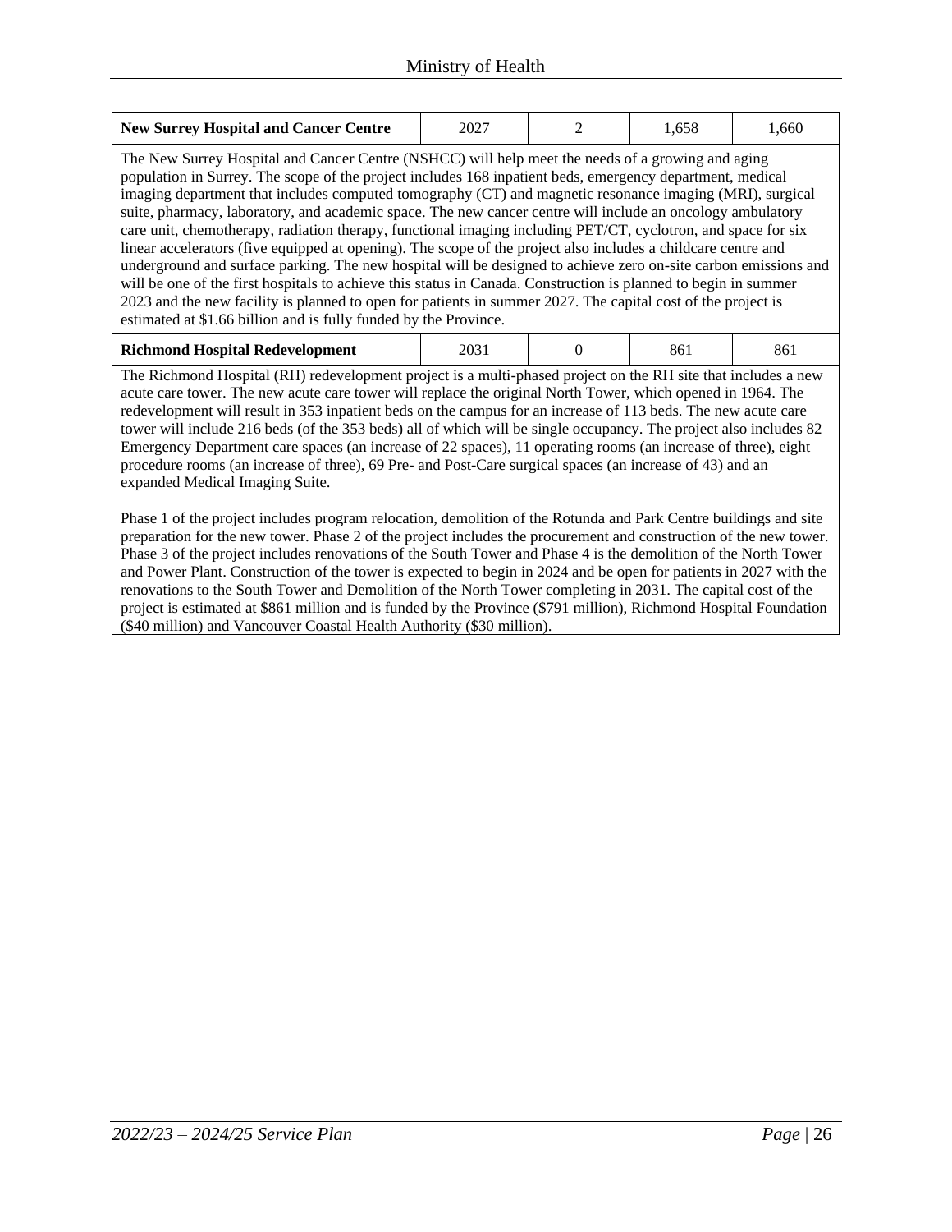| | | | | |
|---|---|---|---|---|
| **New Surrey Hospital and Cancer Centre** | 2027 | 2 | 1,658 | 1,660 |
| The New Surrey Hospital and Cancer Centre (NSHCC) will help meet the needs of a growing and aging population in Surrey. The scope of the project includes 168 inpatient beds, emergency department, medical imaging department that includes computed tomography (CT) and magnetic resonance imaging (MRI), surgical suite, pharmacy, laboratory, and academic space. The new cancer centre will include an oncology ambulatory care unit, chemotherapy, radiation therapy, functional imaging including PET/CT, cyclotron, and space for six linear accelerators (five equipped at opening). The scope of the project also includes a childcare centre and underground and surface parking. The new hospital will be designed to achieve zero on-site carbon emissions and will be one of the first hospitals to achieve this status in Canada. Construction is planned to begin in summer 2023 and the new facility is planned to open for patients in summer 2027. The capital cost of the project is estimated at $1.66 billion and is fully funded by the Province. | | | | |
| **Richmond Hospital Redevelopment** | 2031 | 0 | 861 | 861 |
| The Richmond Hospital (RH) redevelopment project is a multi-phased project on the RH site that includes a new acute care tower. The new acute care tower will replace the original North Tower, which opened in 1964. The redevelopment will result in 353 inpatient beds on the campus for an increase of 113 beds. The new acute care tower will include 216 beds (of the 353 beds) all of which will be single occupancy. The project also includes 82 Emergency Department care spaces (an increase of 22 spaces), 11 operating rooms (an increase of three), eight procedure rooms (an increase of three), 69 Pre- and Post-Care surgical spaces (an increase of 43) and an expanded Medical Imaging Suite.<br><br>Phase 1 of the project includes program relocation, demolition of the Rotunda and Park Centre buildings and site preparation for the new tower. Phase 2 of the project includes the procurement and construction of the new tower. Phase 3 of the project includes renovations of the South Tower and Phase 4 is the demolition of the North Tower and Power Plant. Construction of the tower is expected to begin in 2024 and be open for patients in 2027 with the renovations to the South Tower and Demolition of the North Tower completing in 2031. The capital cost of the project is estimated at $861 million and is funded by the Province ($791 million), Richmond Hospital Foundation ($40 million) and Vancouver Coastal Health Authority ($30 million). | | | | |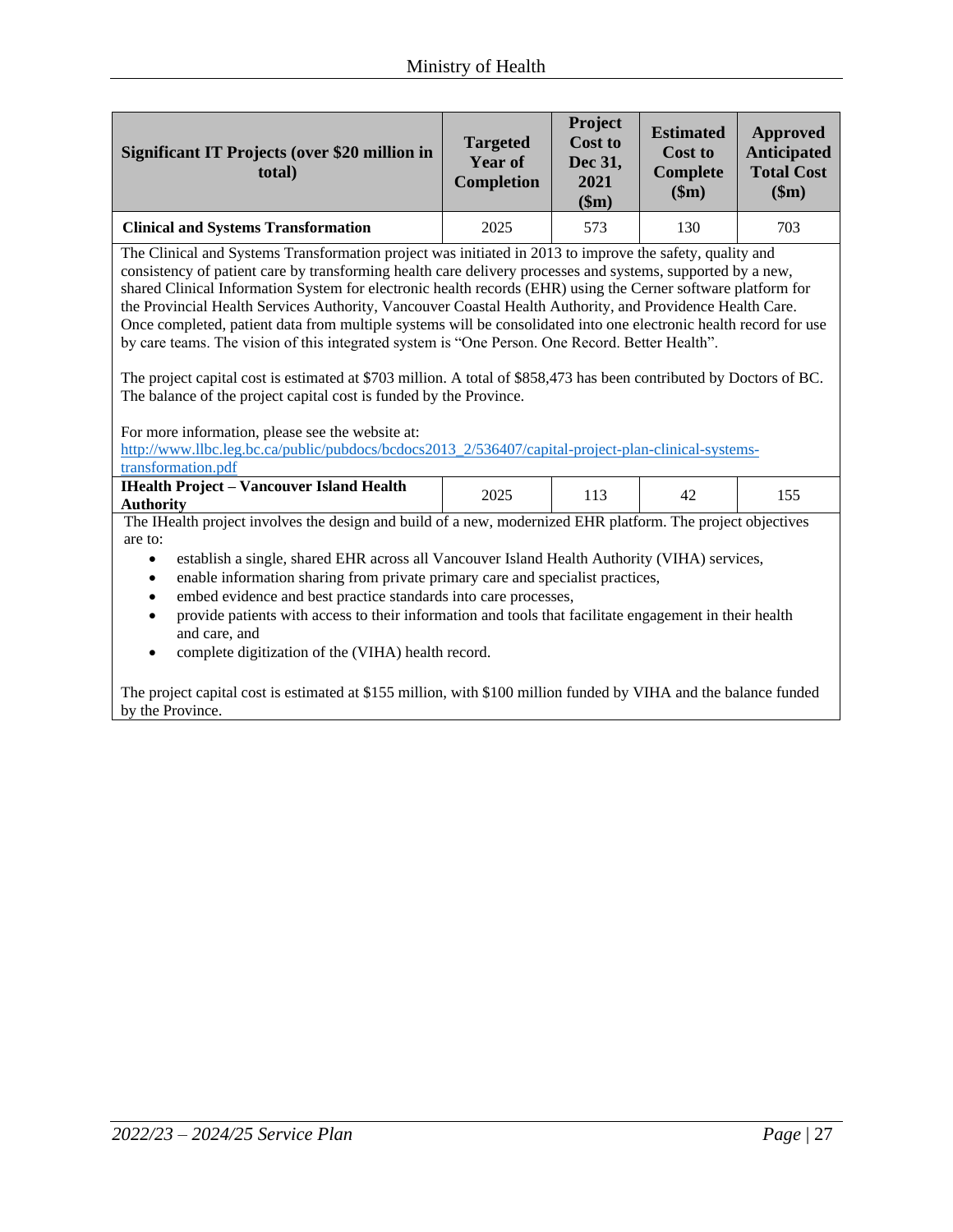| Significant IT Projects (over $20 million in total) | Targeted Year of Completion | Project Cost to Dec 31, 2021 ($m) | Estimated Cost to Complete ($m) | Approved Anticipated Total Cost ($m) |
|---|---|---|---|---|
| **Clinical and Systems Transformation** | 2025 | 573 | 130 | 703 |

The Clinical and Systems Transformation project was initiated in 2013 to improve the safety, quality and consistency of patient care by transforming health care delivery processes and systems, supported by a new, shared Clinical Information System for electronic health records (EHR) using the Cerner software platform for the Provincial Health Services Authority, Vancouver Coastal Health Authority, and Providence Health Care. Once completed, patient data from multiple systems will be consolidated into one electronic health record for use by care teams. The vision of this integrated system is "One Person. One Record. Better Health".

The project capital cost is estimated at $703 million. A total of $858,473 has been contributed by Doctors of BC. The balance of the project capital cost is funded by the Province.

For more information, please see the website at:
[http://www.llbc.leg.bc.ca/public/pubdocs/bcdocs2013_2/536407/capital-project-plan-clinical-systems-transformation.pdf](http://www.llbc.leg.bc.ca/public/pubdocs/bcdocs2013_2/536407/capital-project-plan-clinical-systems-transformation.pdf)

| Significant IT Projects (over $20 million in total) | Targeted Year of Completion | Project Cost to Dec 31, 2021 ($m) | Estimated Cost to Complete ($m) | Approved Anticipated Total Cost ($m) |
|---|---|---|---|---|
| **IHealth Project – Vancouver Island Health Authority** | 2025 | 113 | 42 | 155 |

The IHealth project involves the design and build of a new, modernized EHR platform. The project objectives are to:

- establish a single, shared EHR across all Vancouver Island Health Authority (VIHA) services,
- enable information sharing from private primary care and specialist practices,
- embed evidence and best practice standards into care processes,
- provide patients with access to their information and tools that facilitate engagement in their health and care, and
- complete digitization of the (VIHA) health record.

The project capital cost is estimated at $155 million, with $100 million funded by VIHA and the balance funded by the Province.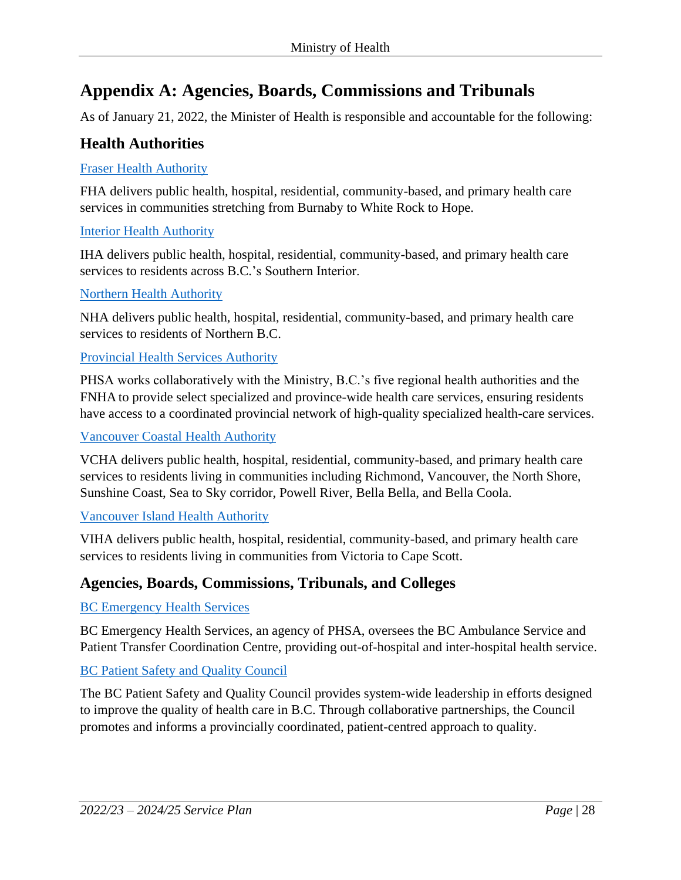# Appendix A: Agencies, Boards, Commissions and Tribunals

As of January 21, 2022, the Minister of Health is responsible and accountable for the following:

## Health Authorities

Fraser Health Authority

FHA delivers public health, hospital, residential, community-based, and primary health care services in communities stretching from Burnaby to White Rock to Hope.

Interior Health Authority

IHA delivers public health, hospital, residential, community-based, and primary health care services to residents across B.C.'s Southern Interior.

Northern Health Authority

NHA delivers public health, hospital, residential, community-based, and primary health care services to residents of Northern B.C.

Provincial Health Services Authority

PHSA works collaboratively with the Ministry, B.C.'s five regional health authorities and the FNHA to provide select specialized and province-wide health care services, ensuring residents have access to a coordinated provincial network of high-quality specialized health-care services.

Vancouver Coastal Health Authority

VCHA delivers public health, hospital, residential, community-based, and primary health care services to residents living in communities including Richmond, Vancouver, the North Shore, Sunshine Coast, Sea to Sky corridor, Powell River, Bella Bella, and Bella Coola.

Vancouver Island Health Authority

VIHA delivers public health, hospital, residential, community-based, and primary health care services to residents living in communities from Victoria to Cape Scott.

## Agencies, Boards, Commissions, Tribunals, and Colleges

BC Emergency Health Services

BC Emergency Health Services, an agency of PHSA, oversees the BC Ambulance Service and Patient Transfer Coordination Centre, providing out-of-hospital and inter-hospital health service.

BC Patient Safety and Quality Council

The BC Patient Safety and Quality Council provides system-wide leadership in efforts designed to improve the quality of health care in B.C. Through collaborative partnerships, the Council promotes and informs a provincially coordinated, patient-centred approach to quality.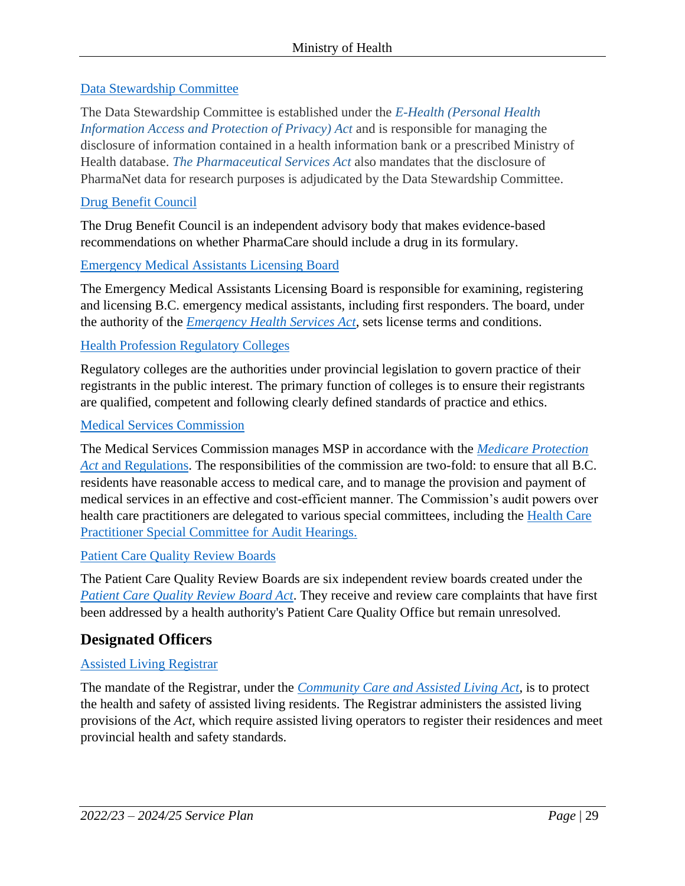Data Stewardship Committee

The Data Stewardship Committee is established under the *E-Health (Personal Health Information Access and Protection of Privacy) Act* and is responsible for managing the disclosure of information contained in a health information bank or a prescribed Ministry of Health database. *The Pharmaceutical Services Act* also mandates that the disclosure of PharmaNet data for research purposes is adjudicated by the Data Stewardship Committee.

Drug Benefit Council

The Drug Benefit Council is an independent advisory body that makes evidence-based recommendations on whether PharmaCare should include a drug in its formulary.

Emergency Medical Assistants Licensing Board

The Emergency Medical Assistants Licensing Board is responsible for examining, registering and licensing B.C. emergency medical assistants, including first responders. The board, under the authority of the *Emergency Health Services Act*, sets license terms and conditions.

Health Profession Regulatory Colleges

Regulatory colleges are the authorities under provincial legislation to govern practice of their registrants in the public interest. The primary function of colleges is to ensure their registrants are qualified, competent and following clearly defined standards of practice and ethics.

Medical Services Commission

The Medical Services Commission manages MSP in accordance with the *Medicare Protection Act* and Regulations. The responsibilities of the commission are two-fold: to ensure that all B.C. residents have reasonable access to medical care, and to manage the provision and payment of medical services in an effective and cost-efficient manner. The Commission's audit powers over health care practitioners are delegated to various special committees, including the Health Care Practitioner Special Committee for Audit Hearings.

Patient Care Quality Review Boards

The Patient Care Quality Review Boards are six independent review boards created under the *Patient Care Quality Review Board Act*. They receive and review care complaints that have first been addressed by a health authority's Patient Care Quality Office but remain unresolved.

## Designated Officers

Assisted Living Registrar

The mandate of the Registrar, under the *Community Care and Assisted Living Act*, is to protect the health and safety of assisted living residents. The Registrar administers the assisted living provisions of the *Act*, which require assisted living operators to register their residences and meet provincial health and safety standards.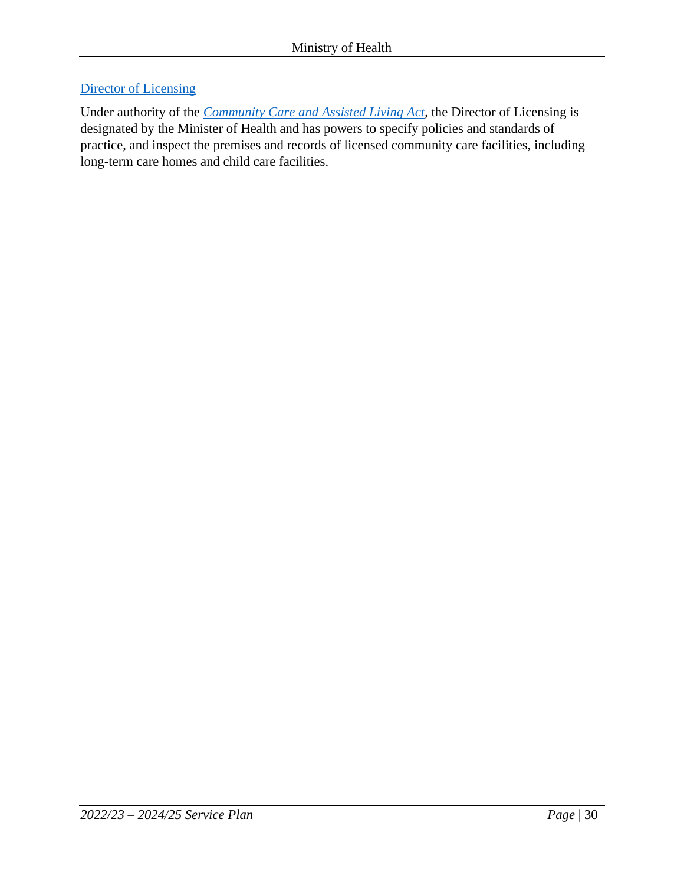### Director of Licensing

Under authority of the *Community Care and Assisted Living Act*, the Director of Licensing is designated by the Minister of Health and has powers to specify policies and standards of practice, and inspect the premises and records of licensed community care facilities, including long-term care homes and child care facilities.